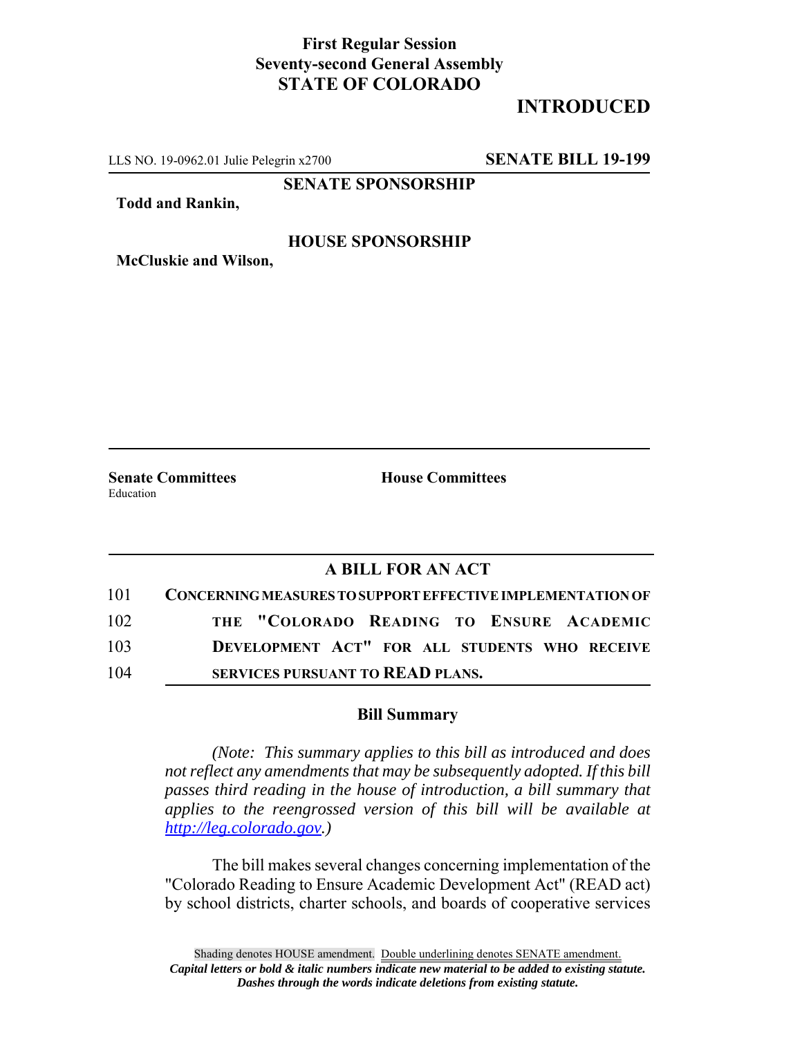**First Regular Session**
**Seventy-second General Assembly**
**STATE OF COLORADO**

**INTRODUCED**

LLS NO. 19-0962.01 Julie Pelegrin x2700 **SENATE BILL 19-199**

**SENATE SPONSORSHIP**

**Todd and Rankin,**

**HOUSE SPONSORSHIP**

**McCluskie and Wilson,**

**Senate Committees**
Education

**House Committees**

## A BILL FOR AN ACT

101 **CONCERNING MEASURES TO SUPPORT EFFECTIVE IMPLEMENTATION OF**
102 **THE "COLORADO READING TO ENSURE ACADEMIC**
103 **DEVELOPMENT ACT" FOR ALL STUDENTS WHO RECEIVE**
104 **SERVICES PURSUANT TO READ PLANS.**

### Bill Summary

*(Note: This summary applies to this bill as introduced and does not reflect any amendments that may be subsequently adopted. If this bill passes third reading in the house of introduction, a bill summary that applies to the reengrossed version of this bill will be available at http://leg.colorado.gov.)*

The bill makes several changes concerning implementation of the "Colorado Reading to Ensure Academic Development Act" (READ act) by school districts, charter schools, and boards of cooperative services

Shading denotes HOUSE amendment. Double underlining denotes SENATE amendment.
*Capital letters or bold & italic numbers indicate new material to be added to existing statute.*
*Dashes through the words indicate deletions from existing statute.*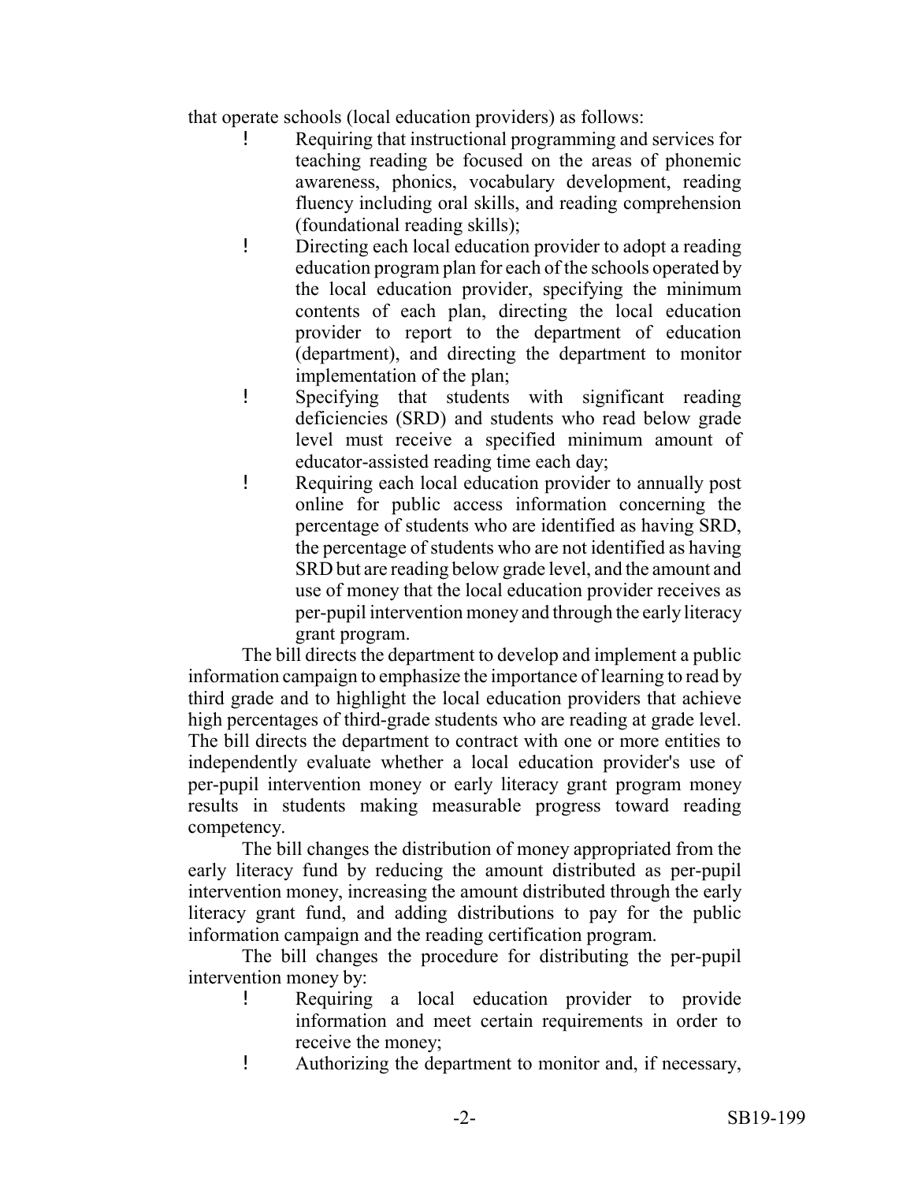that operate schools (local education providers) as follows:

- Requiring that instructional programming and services for teaching reading be focused on the areas of phonemic awareness, phonics, vocabulary development, reading fluency including oral skills, and reading comprehension (foundational reading skills);
- Directing each local education provider to adopt a reading education program plan for each of the schools operated by the local education provider, specifying the minimum contents of each plan, directing the local education provider to report to the department of education (department), and directing the department to monitor implementation of the plan;
- Specifying that students with significant reading deficiencies (SRD) and students who read below grade level must receive a specified minimum amount of educator-assisted reading time each day;
- Requiring each local education provider to annually post online for public access information concerning the percentage of students who are identified as having SRD, the percentage of students who are not identified as having SRD but are reading below grade level, and the amount and use of money that the local education provider receives as per-pupil intervention money and through the early literacy grant program.

The bill directs the department to develop and implement a public information campaign to emphasize the importance of learning to read by third grade and to highlight the local education providers that achieve high percentages of third-grade students who are reading at grade level. The bill directs the department to contract with one or more entities to independently evaluate whether a local education provider's use of per-pupil intervention money or early literacy grant program money results in students making measurable progress toward reading competency.

The bill changes the distribution of money appropriated from the early literacy fund by reducing the amount distributed as per-pupil intervention money, increasing the amount distributed through the early literacy grant fund, and adding distributions to pay for the public information campaign and the reading certification program.

The bill changes the procedure for distributing the per-pupil intervention money by:

- Requiring a local education provider to provide information and meet certain requirements in order to receive the money;
- Authorizing the department to monitor and, if necessary,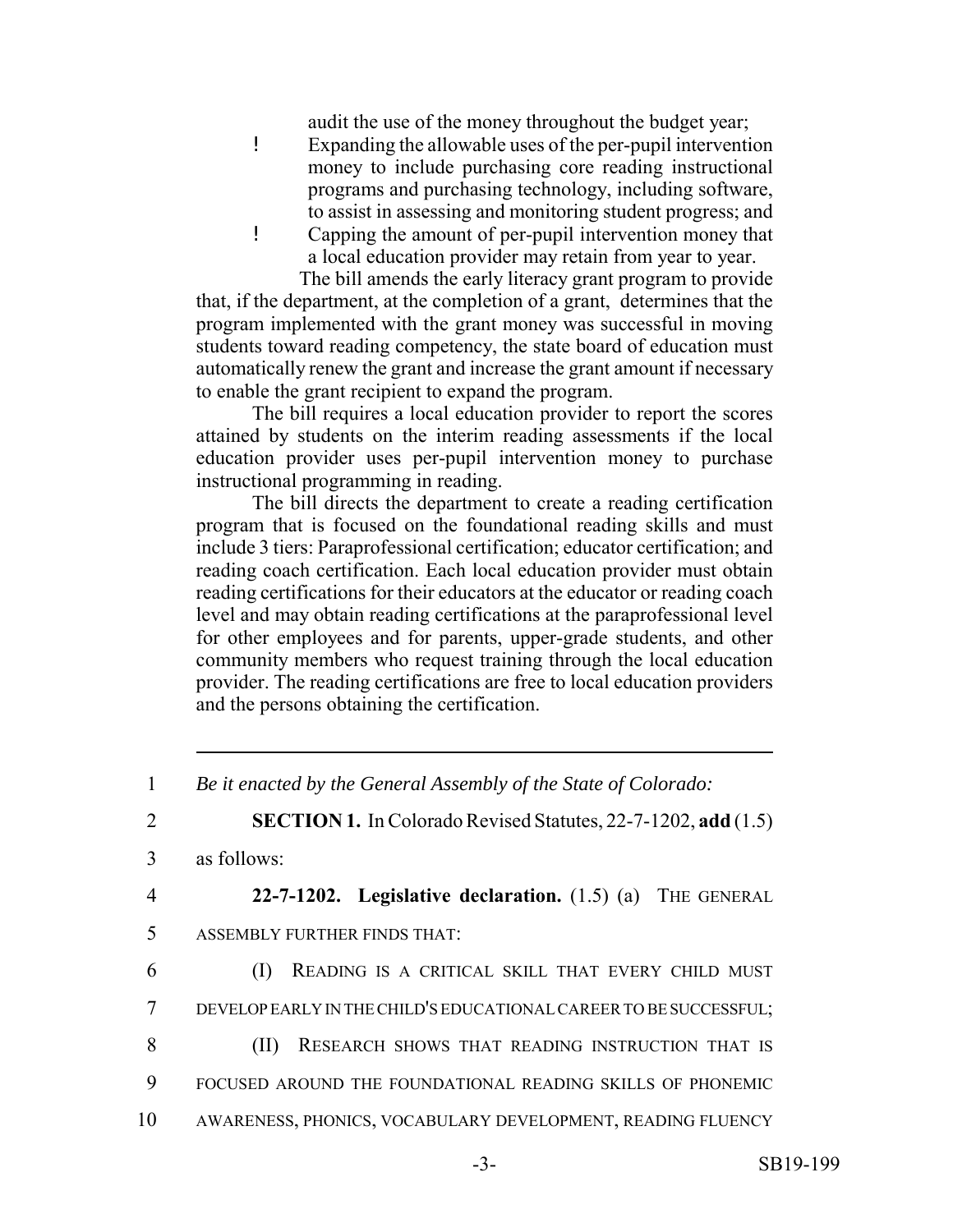audit the use of the money throughout the budget year;

- Expanding the allowable uses of the per-pupil intervention money to include purchasing core reading instructional programs and purchasing technology, including software, to assist in assessing and monitoring student progress; and
- Capping the amount of per-pupil intervention money that a local education provider may retain from year to year.

The bill amends the early literacy grant program to provide that, if the department, at the completion of a grant, determines that the program implemented with the grant money was successful in moving students toward reading competency, the state board of education must automatically renew the grant and increase the grant amount if necessary to enable the grant recipient to expand the program.

The bill requires a local education provider to report the scores attained by students on the interim reading assessments if the local education provider uses per-pupil intervention money to purchase instructional programming in reading.

The bill directs the department to create a reading certification program that is focused on the foundational reading skills and must include 3 tiers: Paraprofessional certification; educator certification; and reading coach certification. Each local education provider must obtain reading certifications for their educators at the educator or reading coach level and may obtain reading certifications at the paraprofessional level for other employees and for parents, upper-grade students, and other community members who request training through the local education provider. The reading certifications are free to local education providers and the persons obtaining the certification.

---

1 *Be it enacted by the General Assembly of the State of Colorado:*

2 **SECTION 1.** In Colorado Revised Statutes, 22-7-1202, **add** (1.5)

3 as follows:

4 **22-7-1202. Legislative declaration.** (1.5) (a) THE GENERAL

5 ASSEMBLY FURTHER FINDS THAT:

6 (I) READING IS A CRITICAL SKILL THAT EVERY CHILD MUST

7 DEVELOP EARLY IN THE CHILD'S EDUCATIONAL CAREER TO BE SUCCESSFUL;

8 (II) RESEARCH SHOWS THAT READING INSTRUCTION THAT IS

9 FOCUSED AROUND THE FOUNDATIONAL READING SKILLS OF PHONEMIC

10 AWARENESS, PHONICS, VOCABULARY DEVELOPMENT, READING FLUENCY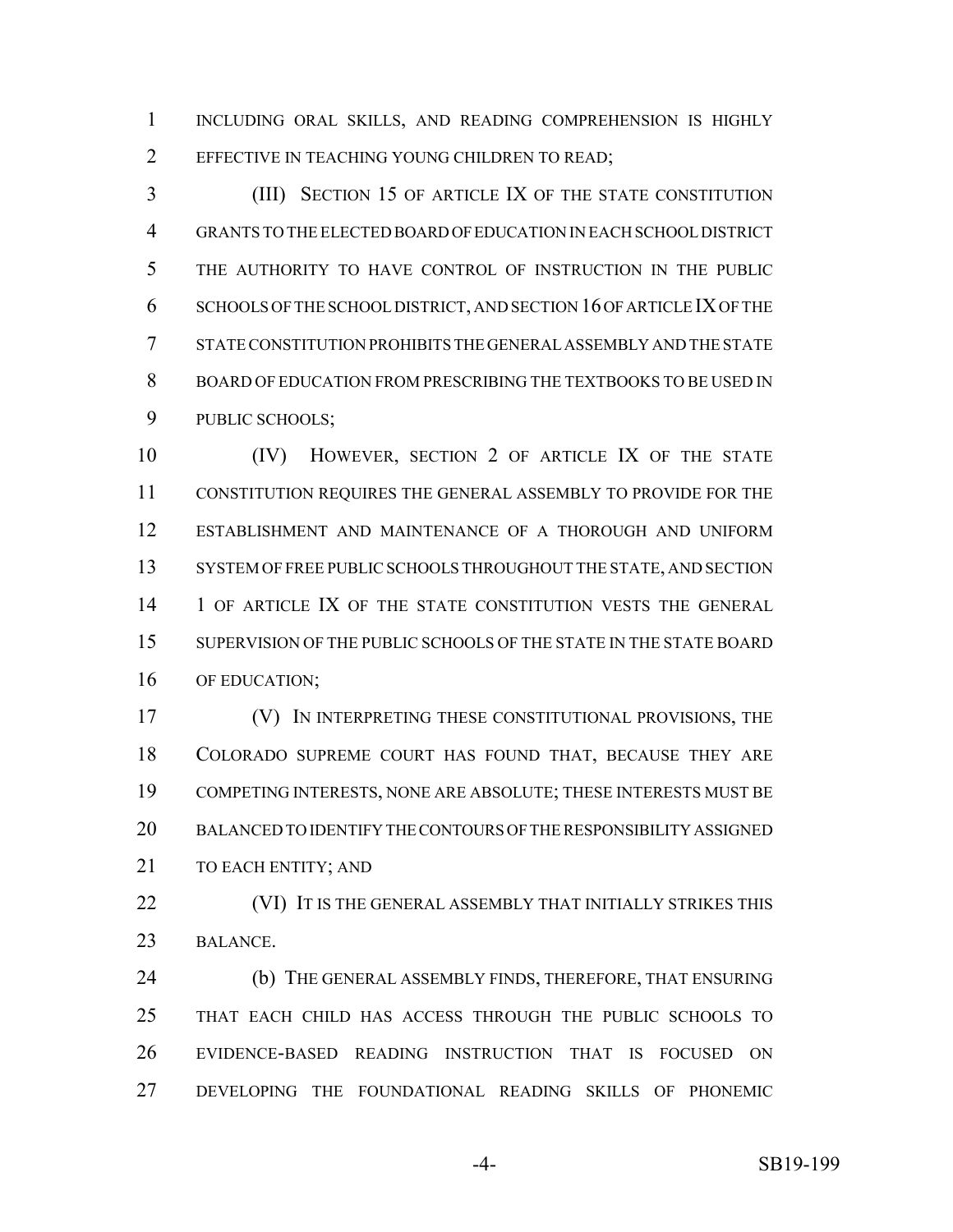INCLUDING ORAL SKILLS, AND READING COMPREHENSION IS HIGHLY EFFECTIVE IN TEACHING YOUNG CHILDREN TO READ;

(III) SECTION 15 OF ARTICLE IX OF THE STATE CONSTITUTION GRANTS TO THE ELECTED BOARD OF EDUCATION IN EACH SCHOOL DISTRICT THE AUTHORITY TO HAVE CONTROL OF INSTRUCTION IN THE PUBLIC SCHOOLS OF THE SCHOOL DISTRICT, AND SECTION 16 OF ARTICLE IX OF THE STATE CONSTITUTION PROHIBITS THE GENERAL ASSEMBLY AND THE STATE BOARD OF EDUCATION FROM PRESCRIBING THE TEXTBOOKS TO BE USED IN PUBLIC SCHOOLS;

(IV) HOWEVER, SECTION 2 OF ARTICLE IX OF THE STATE CONSTITUTION REQUIRES THE GENERAL ASSEMBLY TO PROVIDE FOR THE ESTABLISHMENT AND MAINTENANCE OF A THOROUGH AND UNIFORM SYSTEM OF FREE PUBLIC SCHOOLS THROUGHOUT THE STATE, AND SECTION 1 OF ARTICLE IX OF THE STATE CONSTITUTION VESTS THE GENERAL SUPERVISION OF THE PUBLIC SCHOOLS OF THE STATE IN THE STATE BOARD OF EDUCATION;

(V) IN INTERPRETING THESE CONSTITUTIONAL PROVISIONS, THE COLORADO SUPREME COURT HAS FOUND THAT, BECAUSE THEY ARE COMPETING INTERESTS, NONE ARE ABSOLUTE; THESE INTERESTS MUST BE BALANCED TO IDENTIFY THE CONTOURS OF THE RESPONSIBILITY ASSIGNED TO EACH ENTITY; AND

(VI) IT IS THE GENERAL ASSEMBLY THAT INITIALLY STRIKES THIS BALANCE.

(b) THE GENERAL ASSEMBLY FINDS, THEREFORE, THAT ENSURING THAT EACH CHILD HAS ACCESS THROUGH THE PUBLIC SCHOOLS TO EVIDENCE-BASED READING INSTRUCTION THAT IS FOCUSED ON DEVELOPING THE FOUNDATIONAL READING SKILLS OF PHONEMIC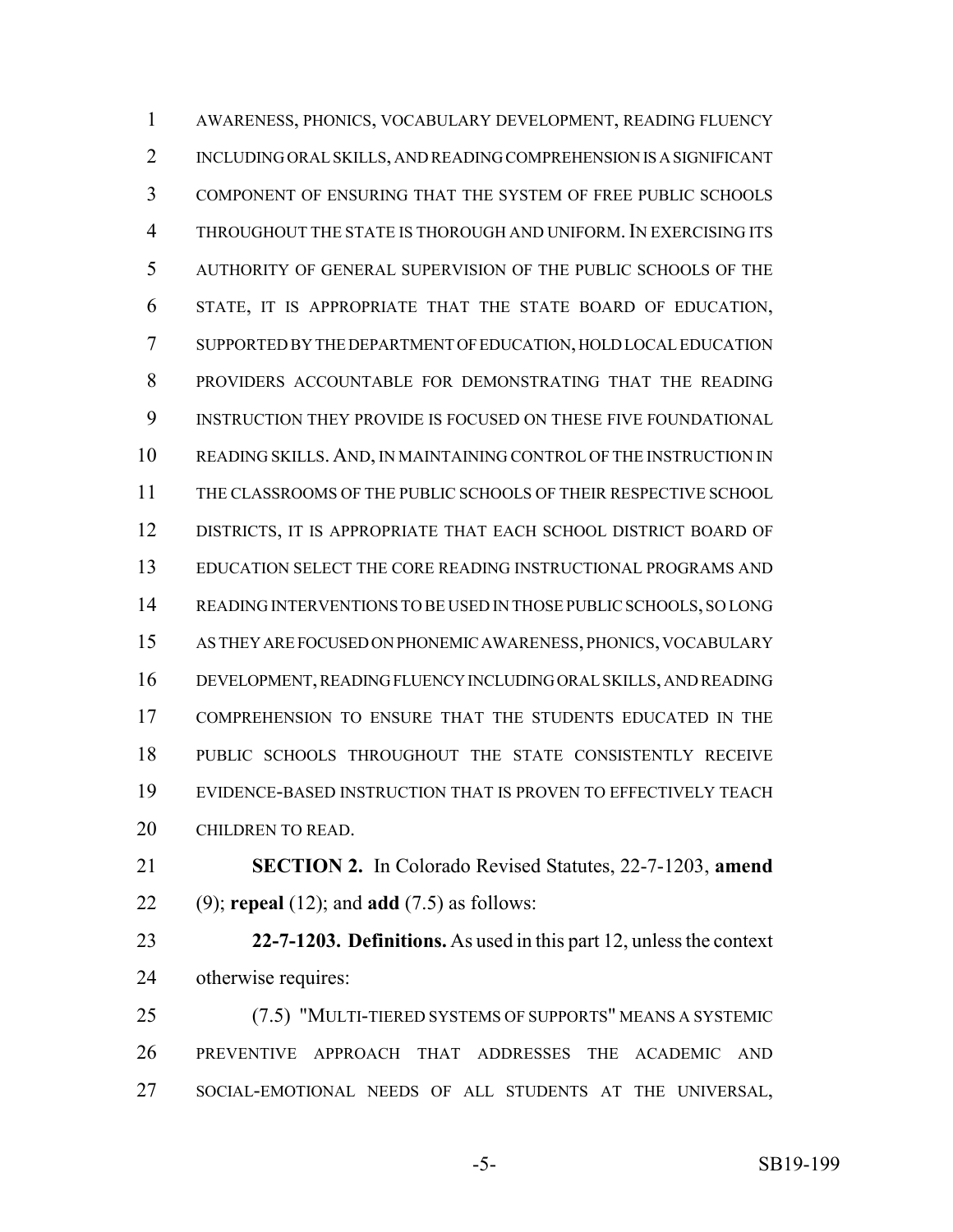AWARENESS, PHONICS, VOCABULARY DEVELOPMENT, READING FLUENCY INCLUDING ORAL SKILLS, AND READING COMPREHENSION IS A SIGNIFICANT COMPONENT OF ENSURING THAT THE SYSTEM OF FREE PUBLIC SCHOOLS THROUGHOUT THE STATE IS THOROUGH AND UNIFORM. IN EXERCISING ITS AUTHORITY OF GENERAL SUPERVISION OF THE PUBLIC SCHOOLS OF THE STATE, IT IS APPROPRIATE THAT THE STATE BOARD OF EDUCATION, SUPPORTED BY THE DEPARTMENT OF EDUCATION, HOLD LOCAL EDUCATION PROVIDERS ACCOUNTABLE FOR DEMONSTRATING THAT THE READING INSTRUCTION THEY PROVIDE IS FOCUSED ON THESE FIVE FOUNDATIONAL READING SKILLS. AND, IN MAINTAINING CONTROL OF THE INSTRUCTION IN THE CLASSROOMS OF THE PUBLIC SCHOOLS OF THEIR RESPECTIVE SCHOOL DISTRICTS, IT IS APPROPRIATE THAT EACH SCHOOL DISTRICT BOARD OF EDUCATION SELECT THE CORE READING INSTRUCTIONAL PROGRAMS AND READING INTERVENTIONS TO BE USED IN THOSE PUBLIC SCHOOLS, SO LONG AS THEY ARE FOCUSED ON PHONEMIC AWARENESS, PHONICS, VOCABULARY DEVELOPMENT, READING FLUENCY INCLUDING ORAL SKILLS, AND READING COMPREHENSION TO ENSURE THAT THE STUDENTS EDUCATED IN THE PUBLIC SCHOOLS THROUGHOUT THE STATE CONSISTENTLY RECEIVE EVIDENCE-BASED INSTRUCTION THAT IS PROVEN TO EFFECTIVELY TEACH CHILDREN TO READ.

**SECTION 2.** In Colorado Revised Statutes, 22-7-1203, **amend** (9); **repeal** (12); and **add** (7.5) as follows:

**22-7-1203. Definitions.** As used in this part 12, unless the context otherwise requires:

(7.5) "MULTI-TIERED SYSTEMS OF SUPPORTS" MEANS A SYSTEMIC PREVENTIVE APPROACH THAT ADDRESSES THE ACADEMIC AND SOCIAL-EMOTIONAL NEEDS OF ALL STUDENTS AT THE UNIVERSAL,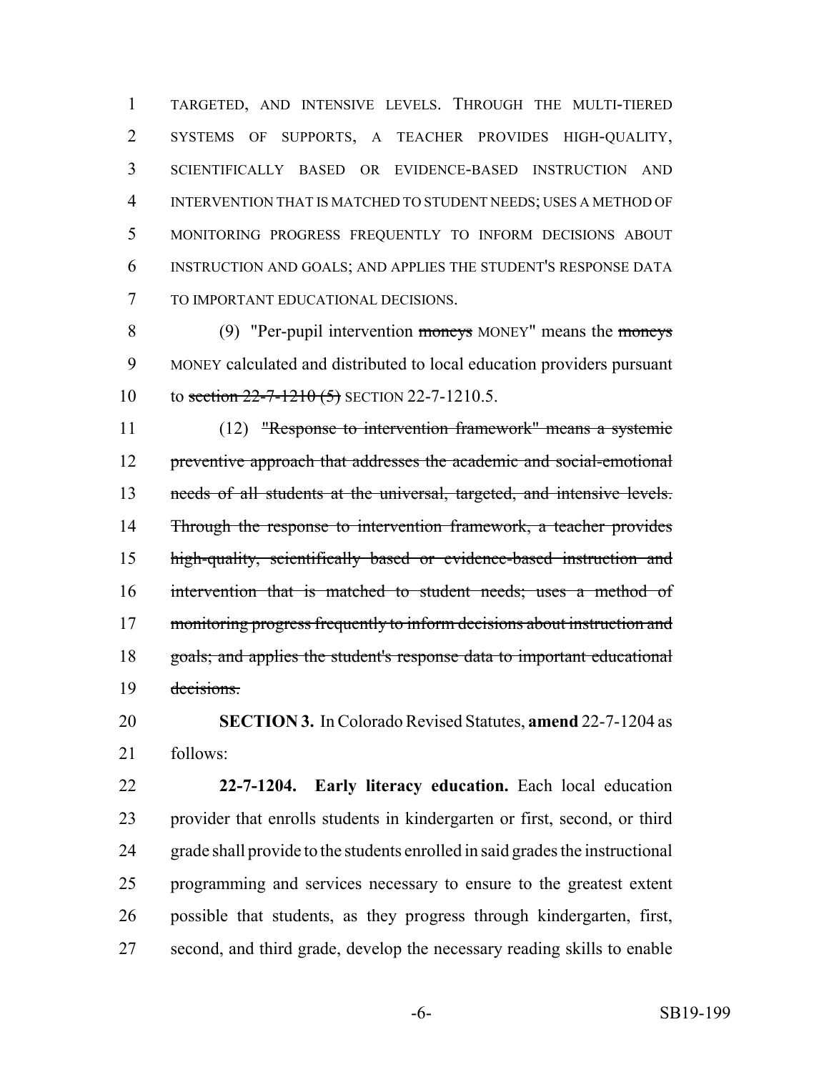TARGETED, AND INTENSIVE LEVELS. THROUGH THE MULTI-TIERED SYSTEMS OF SUPPORTS, A TEACHER PROVIDES HIGH-QUALITY, SCIENTIFICALLY BASED OR EVIDENCE-BASED INSTRUCTION AND INTERVENTION THAT IS MATCHED TO STUDENT NEEDS; USES A METHOD OF MONITORING PROGRESS FREQUENTLY TO INFORM DECISIONS ABOUT INSTRUCTION AND GOALS; AND APPLIES THE STUDENT'S RESPONSE DATA TO IMPORTANT EDUCATIONAL DECISIONS.

(9) "Per-pupil intervention ~~moneys~~ MONEY" means the ~~moneys~~ MONEY calculated and distributed to local education providers pursuant to ~~section 22-7-1210 (5)~~ SECTION 22-7-1210.5.

(12) ~~"Response to intervention framework" means a systemic preventive approach that addresses the academic and social-emotional needs of all students at the universal, targeted, and intensive levels. Through the response to intervention framework, a teacher provides high-quality, scientifically based or evidence-based instruction and intervention that is matched to student needs; uses a method of monitoring progress frequently to inform decisions about instruction and goals; and applies the student's response data to important educational decisions.~~

**SECTION 3.** In Colorado Revised Statutes, **amend** 22-7-1204 as follows:

**22-7-1204. Early literacy education.** Each local education provider that enrolls students in kindergarten or first, second, or third grade shall provide to the students enrolled in said grades the instructional programming and services necessary to ensure to the greatest extent possible that students, as they progress through kindergarten, first, second, and third grade, develop the necessary reading skills to enable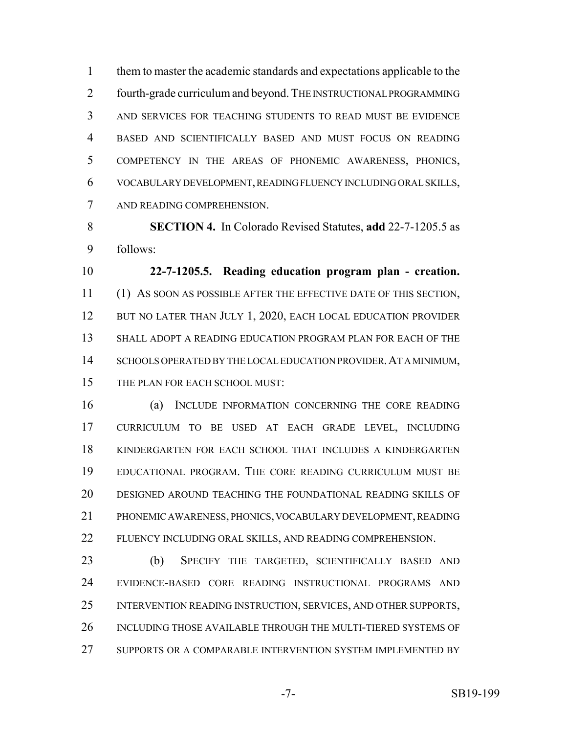them to master the academic standards and expectations applicable to the fourth-grade curriculum and beyond. THE INSTRUCTIONAL PROGRAMMING AND SERVICES FOR TEACHING STUDENTS TO READ MUST BE EVIDENCE BASED AND SCIENTIFICALLY BASED AND MUST FOCUS ON READING COMPETENCY IN THE AREAS OF PHONEMIC AWARENESS, PHONICS, VOCABULARY DEVELOPMENT, READING FLUENCY INCLUDING ORAL SKILLS, AND READING COMPREHENSION.

**SECTION 4.** In Colorado Revised Statutes, **add** 22-7-1205.5 as follows:

**22-7-1205.5. Reading education program plan - creation.** (1) AS SOON AS POSSIBLE AFTER THE EFFECTIVE DATE OF THIS SECTION, BUT NO LATER THAN JULY 1, 2020, EACH LOCAL EDUCATION PROVIDER SHALL ADOPT A READING EDUCATION PROGRAM PLAN FOR EACH OF THE SCHOOLS OPERATED BY THE LOCAL EDUCATION PROVIDER. AT A MINIMUM, THE PLAN FOR EACH SCHOOL MUST:

(a) INCLUDE INFORMATION CONCERNING THE CORE READING CURRICULUM TO BE USED AT EACH GRADE LEVEL, INCLUDING KINDERGARTEN FOR EACH SCHOOL THAT INCLUDES A KINDERGARTEN EDUCATIONAL PROGRAM. THE CORE READING CURRICULUM MUST BE DESIGNED AROUND TEACHING THE FOUNDATIONAL READING SKILLS OF PHONEMIC AWARENESS, PHONICS, VOCABULARY DEVELOPMENT, READING FLUENCY INCLUDING ORAL SKILLS, AND READING COMPREHENSION.

(b) SPECIFY THE TARGETED, SCIENTIFICALLY BASED AND EVIDENCE-BASED CORE READING INSTRUCTIONAL PROGRAMS AND INTERVENTION READING INSTRUCTION, SERVICES, AND OTHER SUPPORTS, INCLUDING THOSE AVAILABLE THROUGH THE MULTI-TIERED SYSTEMS OF SUPPORTS OR A COMPARABLE INTERVENTION SYSTEM IMPLEMENTED BY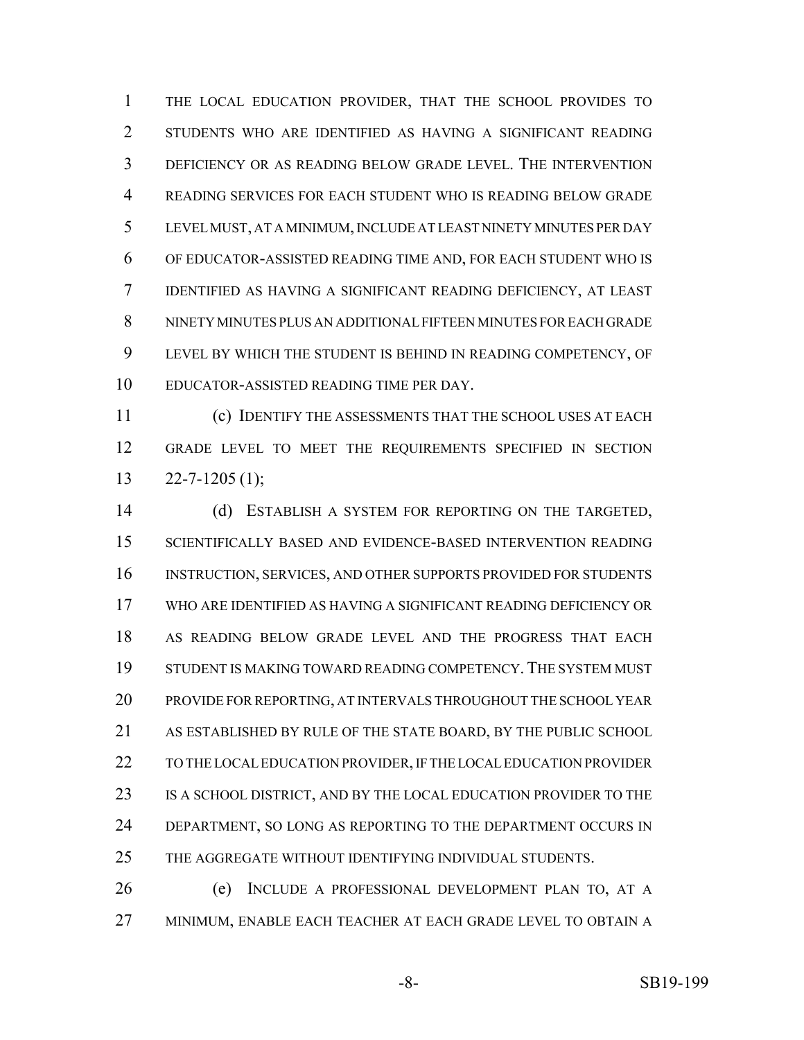THE LOCAL EDUCATION PROVIDER, THAT THE SCHOOL PROVIDES TO STUDENTS WHO ARE IDENTIFIED AS HAVING A SIGNIFICANT READING DEFICIENCY OR AS READING BELOW GRADE LEVEL. THE INTERVENTION READING SERVICES FOR EACH STUDENT WHO IS READING BELOW GRADE LEVEL MUST, AT A MINIMUM, INCLUDE AT LEAST NINETY MINUTES PER DAY OF EDUCATOR-ASSISTED READING TIME AND, FOR EACH STUDENT WHO IS IDENTIFIED AS HAVING A SIGNIFICANT READING DEFICIENCY, AT LEAST NINETY MINUTES PLUS AN ADDITIONAL FIFTEEN MINUTES FOR EACH GRADE LEVEL BY WHICH THE STUDENT IS BEHIND IN READING COMPETENCY, OF EDUCATOR-ASSISTED READING TIME PER DAY.

(c) IDENTIFY THE ASSESSMENTS THAT THE SCHOOL USES AT EACH GRADE LEVEL TO MEET THE REQUIREMENTS SPECIFIED IN SECTION 22-7-1205 (1);

(d) ESTABLISH A SYSTEM FOR REPORTING ON THE TARGETED, SCIENTIFICALLY BASED AND EVIDENCE-BASED INTERVENTION READING INSTRUCTION, SERVICES, AND OTHER SUPPORTS PROVIDED FOR STUDENTS WHO ARE IDENTIFIED AS HAVING A SIGNIFICANT READING DEFICIENCY OR AS READING BELOW GRADE LEVEL AND THE PROGRESS THAT EACH STUDENT IS MAKING TOWARD READING COMPETENCY. THE SYSTEM MUST PROVIDE FOR REPORTING, AT INTERVALS THROUGHOUT THE SCHOOL YEAR AS ESTABLISHED BY RULE OF THE STATE BOARD, BY THE PUBLIC SCHOOL TO THE LOCAL EDUCATION PROVIDER, IF THE LOCAL EDUCATION PROVIDER IS A SCHOOL DISTRICT, AND BY THE LOCAL EDUCATION PROVIDER TO THE DEPARTMENT, SO LONG AS REPORTING TO THE DEPARTMENT OCCURS IN THE AGGREGATE WITHOUT IDENTIFYING INDIVIDUAL STUDENTS.

(e) INCLUDE A PROFESSIONAL DEVELOPMENT PLAN TO, AT A MINIMUM, ENABLE EACH TEACHER AT EACH GRADE LEVEL TO OBTAIN A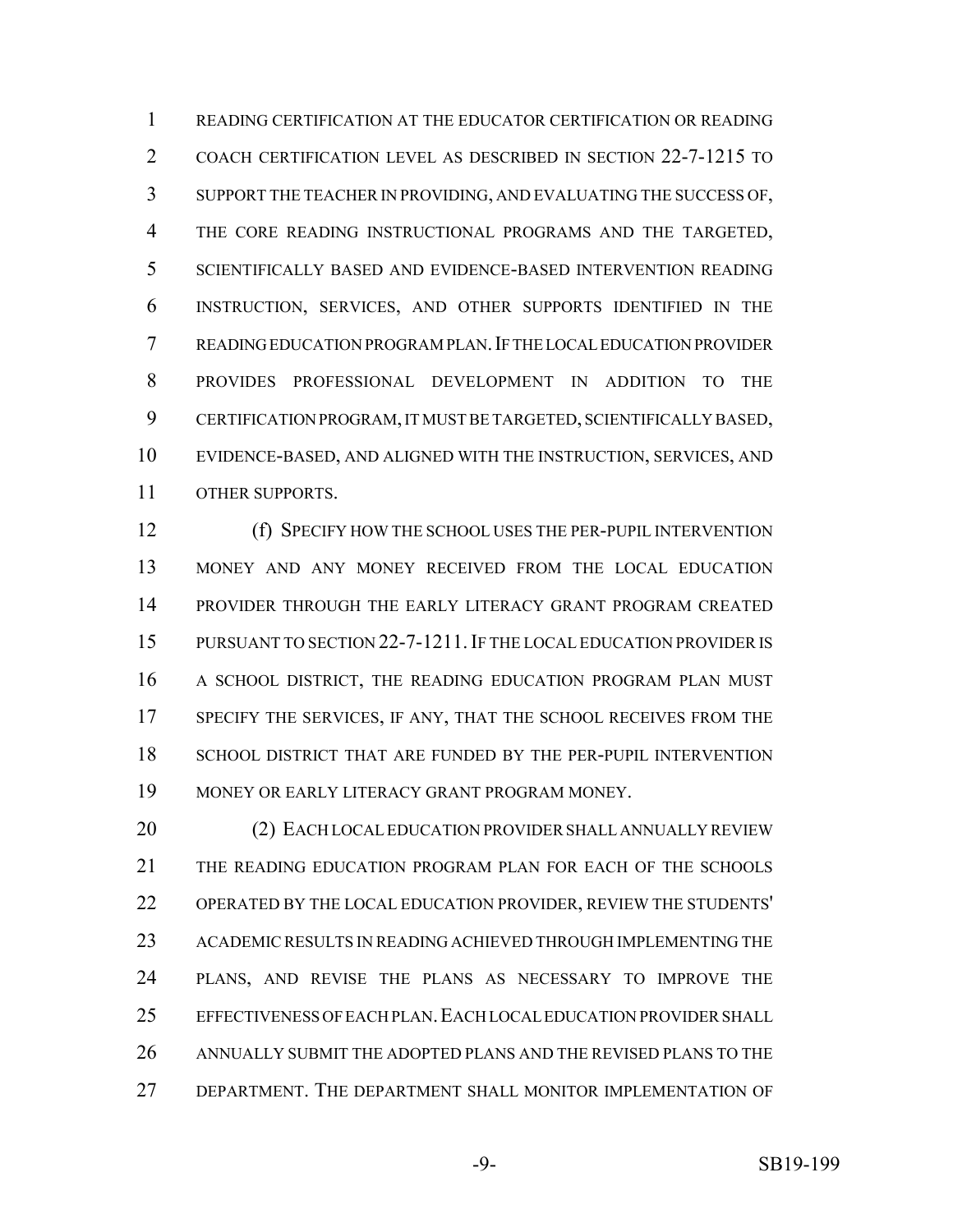READING CERTIFICATION AT THE EDUCATOR CERTIFICATION OR READING COACH CERTIFICATION LEVEL AS DESCRIBED IN SECTION 22-7-1215 TO SUPPORT THE TEACHER IN PROVIDING, AND EVALUATING THE SUCCESS OF, THE CORE READING INSTRUCTIONAL PROGRAMS AND THE TARGETED, SCIENTIFICALLY BASED AND EVIDENCE-BASED INTERVENTION READING INSTRUCTION, SERVICES, AND OTHER SUPPORTS IDENTIFIED IN THE READING EDUCATION PROGRAM PLAN. IF THE LOCAL EDUCATION PROVIDER PROVIDES PROFESSIONAL DEVELOPMENT IN ADDITION TO THE CERTIFICATION PROGRAM, IT MUST BE TARGETED, SCIENTIFICALLY BASED, EVIDENCE-BASED, AND ALIGNED WITH THE INSTRUCTION, SERVICES, AND OTHER SUPPORTS.

(f) SPECIFY HOW THE SCHOOL USES THE PER-PUPIL INTERVENTION MONEY AND ANY MONEY RECEIVED FROM THE LOCAL EDUCATION PROVIDER THROUGH THE EARLY LITERACY GRANT PROGRAM CREATED PURSUANT TO SECTION 22-7-1211. IF THE LOCAL EDUCATION PROVIDER IS A SCHOOL DISTRICT, THE READING EDUCATION PROGRAM PLAN MUST SPECIFY THE SERVICES, IF ANY, THAT THE SCHOOL RECEIVES FROM THE SCHOOL DISTRICT THAT ARE FUNDED BY THE PER-PUPIL INTERVENTION MONEY OR EARLY LITERACY GRANT PROGRAM MONEY.

(2) EACH LOCAL EDUCATION PROVIDER SHALL ANNUALLY REVIEW THE READING EDUCATION PROGRAM PLAN FOR EACH OF THE SCHOOLS OPERATED BY THE LOCAL EDUCATION PROVIDER, REVIEW THE STUDENTS' ACADEMIC RESULTS IN READING ACHIEVED THROUGH IMPLEMENTING THE PLANS, AND REVISE THE PLANS AS NECESSARY TO IMPROVE THE EFFECTIVENESS OF EACH PLAN. EACH LOCAL EDUCATION PROVIDER SHALL ANNUALLY SUBMIT THE ADOPTED PLANS AND THE REVISED PLANS TO THE DEPARTMENT. THE DEPARTMENT SHALL MONITOR IMPLEMENTATION OF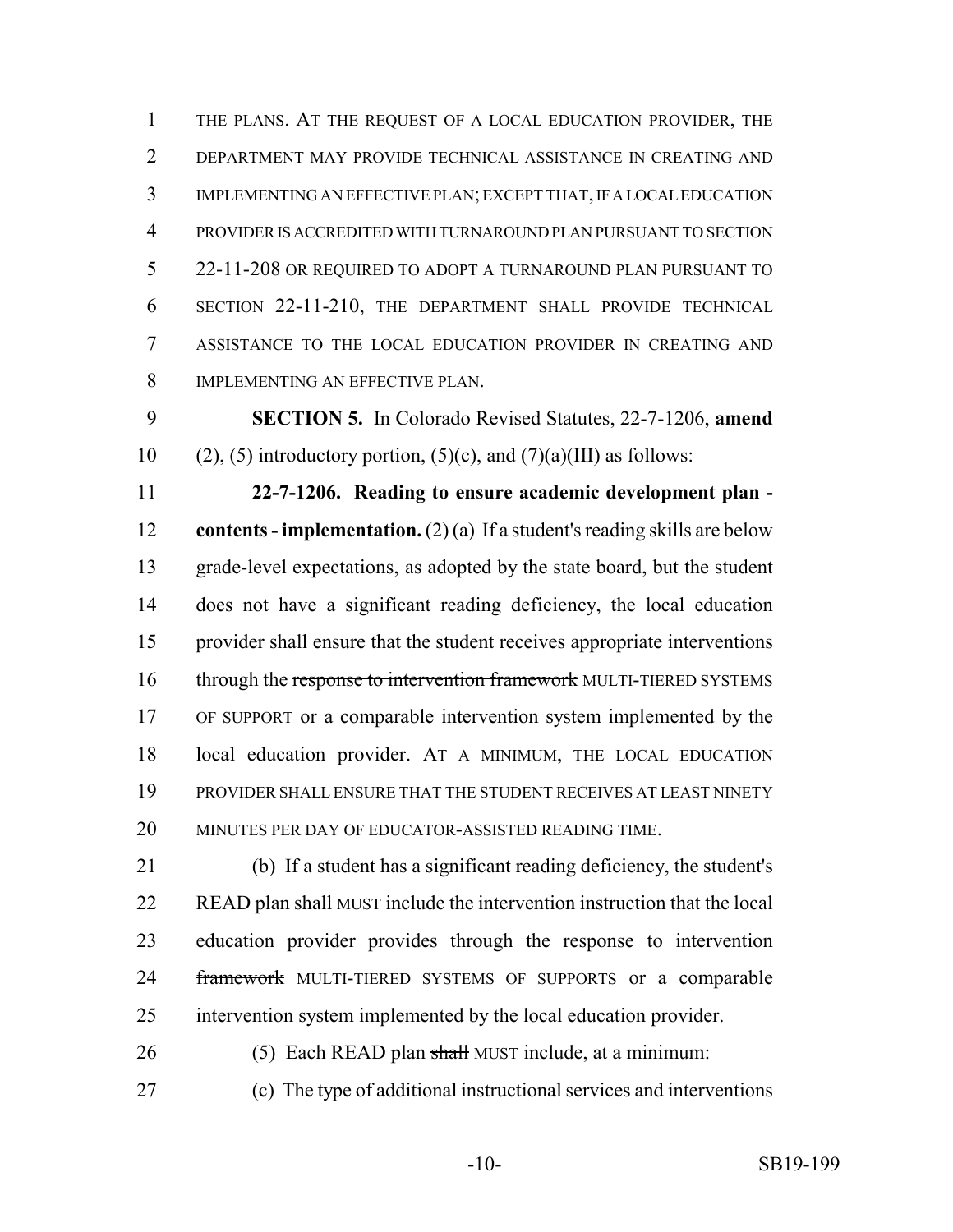THE PLANS. AT THE REQUEST OF A LOCAL EDUCATION PROVIDER, THE DEPARTMENT MAY PROVIDE TECHNICAL ASSISTANCE IN CREATING AND IMPLEMENTING AN EFFECTIVE PLAN; EXCEPT THAT, IF A LOCAL EDUCATION PROVIDER IS ACCREDITED WITH TURNAROUND PLAN PURSUANT TO SECTION 22-11-208 OR REQUIRED TO ADOPT A TURNAROUND PLAN PURSUANT TO SECTION 22-11-210, THE DEPARTMENT SHALL PROVIDE TECHNICAL ASSISTANCE TO THE LOCAL EDUCATION PROVIDER IN CREATING AND IMPLEMENTING AN EFFECTIVE PLAN.

**SECTION 5.** In Colorado Revised Statutes, 22-7-1206, **amend** (2), (5) introductory portion, (5)(c), and (7)(a)(III) as follows:

**22-7-1206. Reading to ensure academic development plan - contents - implementation.** (2) (a) If a student's reading skills are below grade-level expectations, as adopted by the state board, but the student does not have a significant reading deficiency, the local education provider shall ensure that the student receives appropriate interventions through the ~~response to intervention framework~~ MULTI-TIERED SYSTEMS OF SUPPORT or a comparable intervention system implemented by the local education provider. AT A MINIMUM, THE LOCAL EDUCATION PROVIDER SHALL ENSURE THAT THE STUDENT RECEIVES AT LEAST NINETY MINUTES PER DAY OF EDUCATOR-ASSISTED READING TIME.

(b) If a student has a significant reading deficiency, the student's READ plan ~~shall~~ MUST include the intervention instruction that the local education provider provides through the ~~response to intervention framework~~ MULTI-TIERED SYSTEMS OF SUPPORTS or a comparable intervention system implemented by the local education provider.

(5) Each READ plan ~~shall~~ MUST include, at a minimum:

(c) The type of additional instructional services and interventions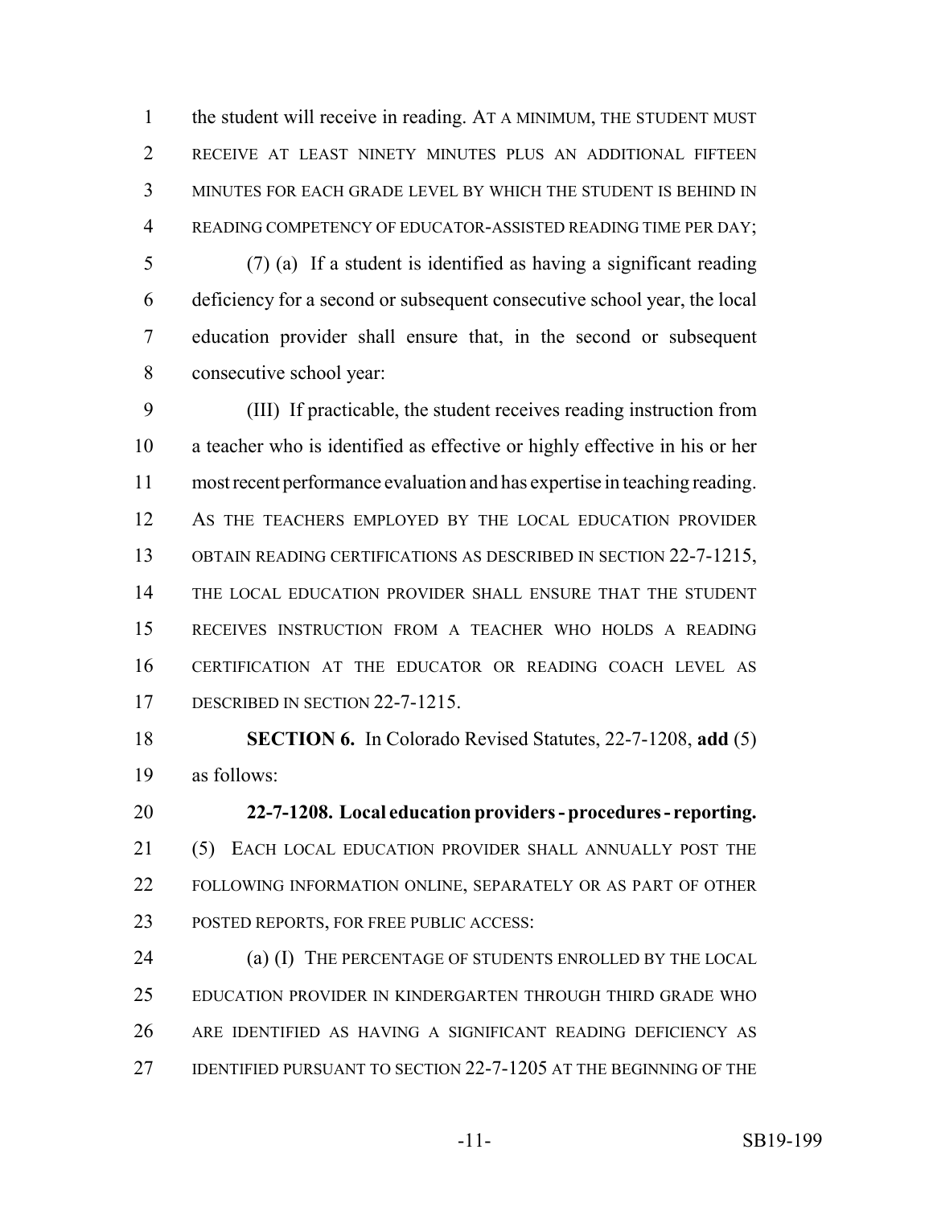the student will receive in reading. AT A MINIMUM, THE STUDENT MUST RECEIVE AT LEAST NINETY MINUTES PLUS AN ADDITIONAL FIFTEEN MINUTES FOR EACH GRADE LEVEL BY WHICH THE STUDENT IS BEHIND IN READING COMPETENCY OF EDUCATOR-ASSISTED READING TIME PER DAY;

(7) (a) If a student is identified as having a significant reading deficiency for a second or subsequent consecutive school year, the local education provider shall ensure that, in the second or subsequent consecutive school year:

(III) If practicable, the student receives reading instruction from a teacher who is identified as effective or highly effective in his or her most recent performance evaluation and has expertise in teaching reading. AS THE TEACHERS EMPLOYED BY THE LOCAL EDUCATION PROVIDER OBTAIN READING CERTIFICATIONS AS DESCRIBED IN SECTION 22-7-1215, THE LOCAL EDUCATION PROVIDER SHALL ENSURE THAT THE STUDENT RECEIVES INSTRUCTION FROM A TEACHER WHO HOLDS A READING CERTIFICATION AT THE EDUCATOR OR READING COACH LEVEL AS DESCRIBED IN SECTION 22-7-1215.

**SECTION 6.** In Colorado Revised Statutes, 22-7-1208, **add** (5) as follows:

**22-7-1208. Local education providers - procedures - reporting.** (5) EACH LOCAL EDUCATION PROVIDER SHALL ANNUALLY POST THE FOLLOWING INFORMATION ONLINE, SEPARATELY OR AS PART OF OTHER POSTED REPORTS, FOR FREE PUBLIC ACCESS:

(a) (I) THE PERCENTAGE OF STUDENTS ENROLLED BY THE LOCAL EDUCATION PROVIDER IN KINDERGARTEN THROUGH THIRD GRADE WHO ARE IDENTIFIED AS HAVING A SIGNIFICANT READING DEFICIENCY AS IDENTIFIED PURSUANT TO SECTION 22-7-1205 AT THE BEGINNING OF THE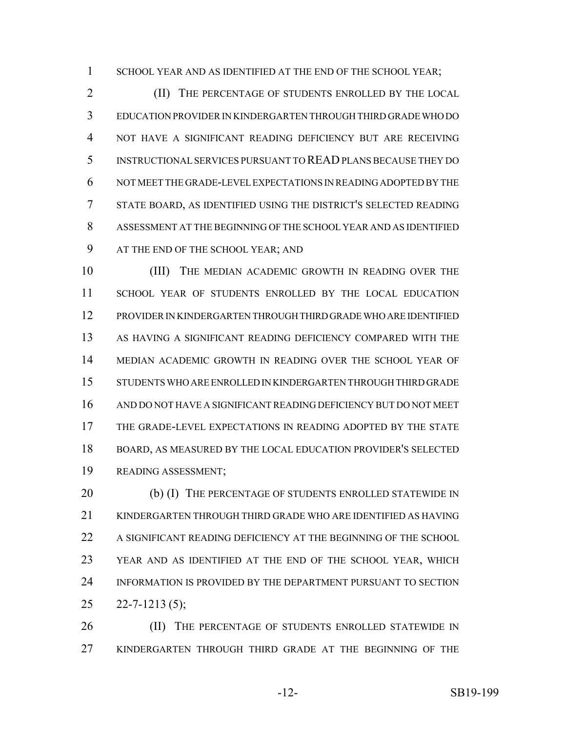SCHOOL YEAR AND AS IDENTIFIED AT THE END OF THE SCHOOL YEAR;

(II) THE PERCENTAGE OF STUDENTS ENROLLED BY THE LOCAL EDUCATION PROVIDER IN KINDERGARTEN THROUGH THIRD GRADE WHO DO NOT HAVE A SIGNIFICANT READING DEFICIENCY BUT ARE RECEIVING INSTRUCTIONAL SERVICES PURSUANT TO READ PLANS BECAUSE THEY DO NOT MEET THE GRADE-LEVEL EXPECTATIONS IN READING ADOPTED BY THE STATE BOARD, AS IDENTIFIED USING THE DISTRICT'S SELECTED READING ASSESSMENT AT THE BEGINNING OF THE SCHOOL YEAR AND AS IDENTIFIED AT THE END OF THE SCHOOL YEAR; AND

(III) THE MEDIAN ACADEMIC GROWTH IN READING OVER THE SCHOOL YEAR OF STUDENTS ENROLLED BY THE LOCAL EDUCATION PROVIDER IN KINDERGARTEN THROUGH THIRD GRADE WHO ARE IDENTIFIED AS HAVING A SIGNIFICANT READING DEFICIENCY COMPARED WITH THE MEDIAN ACADEMIC GROWTH IN READING OVER THE SCHOOL YEAR OF STUDENTS WHO ARE ENROLLED IN KINDERGARTEN THROUGH THIRD GRADE AND DO NOT HAVE A SIGNIFICANT READING DEFICIENCY BUT DO NOT MEET THE GRADE-LEVEL EXPECTATIONS IN READING ADOPTED BY THE STATE BOARD, AS MEASURED BY THE LOCAL EDUCATION PROVIDER'S SELECTED READING ASSESSMENT;

(b) (I) THE PERCENTAGE OF STUDENTS ENROLLED STATEWIDE IN KINDERGARTEN THROUGH THIRD GRADE WHO ARE IDENTIFIED AS HAVING A SIGNIFICANT READING DEFICIENCY AT THE BEGINNING OF THE SCHOOL YEAR AND AS IDENTIFIED AT THE END OF THE SCHOOL YEAR, WHICH INFORMATION IS PROVIDED BY THE DEPARTMENT PURSUANT TO SECTION 22-7-1213 (5);

(II) THE PERCENTAGE OF STUDENTS ENROLLED STATEWIDE IN KINDERGARTEN THROUGH THIRD GRADE AT THE BEGINNING OF THE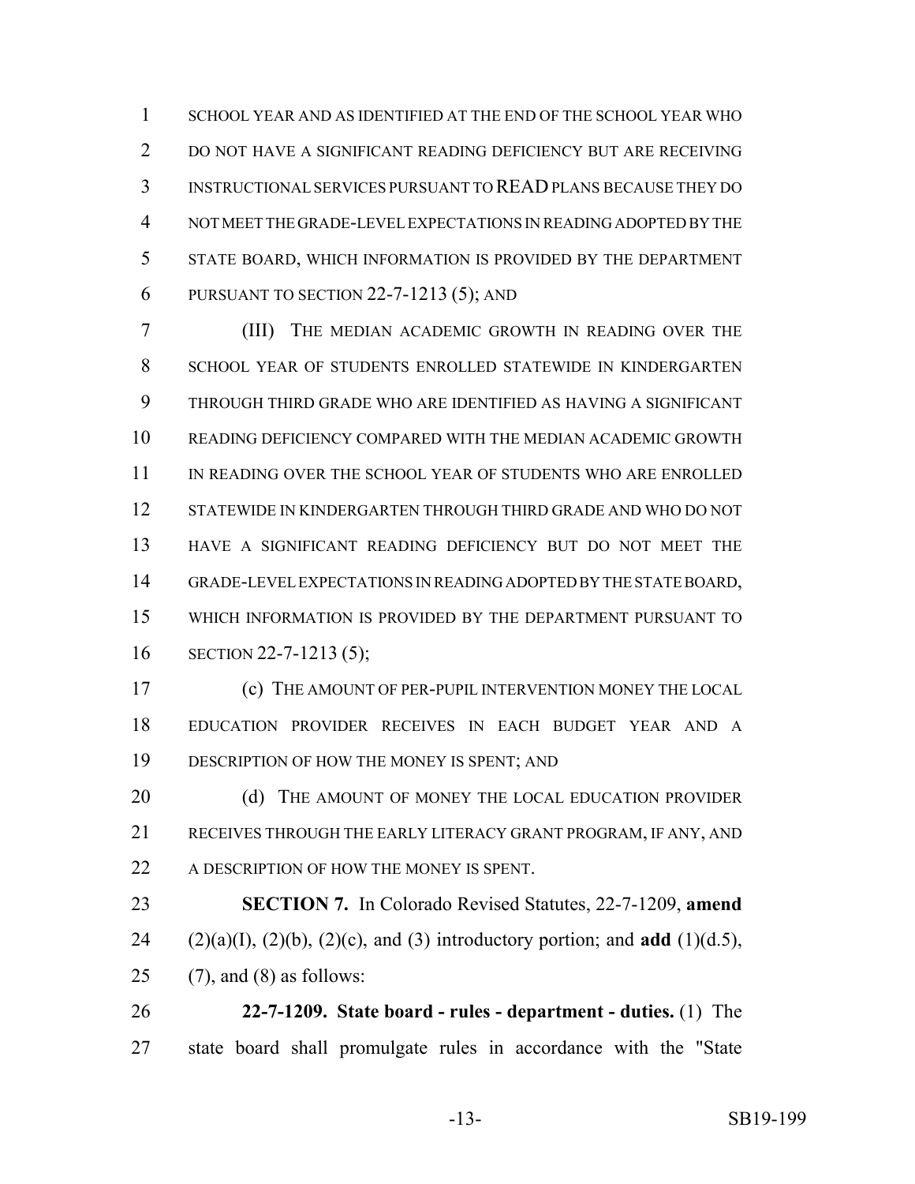SCHOOL YEAR AND AS IDENTIFIED AT THE END OF THE SCHOOL YEAR WHO DO NOT HAVE A SIGNIFICANT READING DEFICIENCY BUT ARE RECEIVING INSTRUCTIONAL SERVICES PURSUANT TO READ PLANS BECAUSE THEY DO NOT MEET THE GRADE-LEVEL EXPECTATIONS IN READING ADOPTED BY THE STATE BOARD, WHICH INFORMATION IS PROVIDED BY THE DEPARTMENT PURSUANT TO SECTION 22-7-1213 (5); AND

(III) THE MEDIAN ACADEMIC GROWTH IN READING OVER THE SCHOOL YEAR OF STUDENTS ENROLLED STATEWIDE IN KINDERGARTEN THROUGH THIRD GRADE WHO ARE IDENTIFIED AS HAVING A SIGNIFICANT READING DEFICIENCY COMPARED WITH THE MEDIAN ACADEMIC GROWTH IN READING OVER THE SCHOOL YEAR OF STUDENTS WHO ARE ENROLLED STATEWIDE IN KINDERGARTEN THROUGH THIRD GRADE AND WHO DO NOT HAVE A SIGNIFICANT READING DEFICIENCY BUT DO NOT MEET THE GRADE-LEVEL EXPECTATIONS IN READING ADOPTED BY THE STATE BOARD, WHICH INFORMATION IS PROVIDED BY THE DEPARTMENT PURSUANT TO SECTION 22-7-1213 (5);

(c) THE AMOUNT OF PER-PUPIL INTERVENTION MONEY THE LOCAL EDUCATION PROVIDER RECEIVES IN EACH BUDGET YEAR AND A DESCRIPTION OF HOW THE MONEY IS SPENT; AND

(d) THE AMOUNT OF MONEY THE LOCAL EDUCATION PROVIDER RECEIVES THROUGH THE EARLY LITERACY GRANT PROGRAM, IF ANY, AND A DESCRIPTION OF HOW THE MONEY IS SPENT.

**SECTION 7.** In Colorado Revised Statutes, 22-7-1209, **amend** (2)(a)(I), (2)(b), (2)(c), and (3) introductory portion; and **add** (1)(d.5), (7), and (8) as follows:

**22-7-1209. State board - rules - department - duties.** (1) The state board shall promulgate rules in accordance with the "State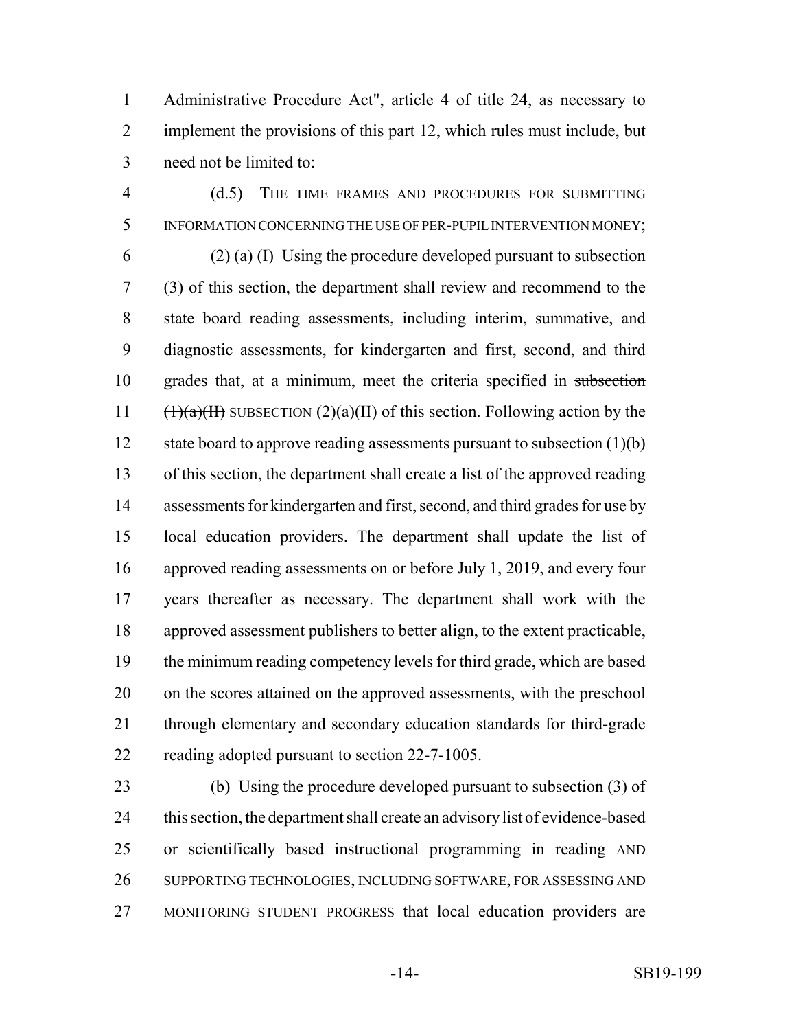Administrative Procedure Act", article 4 of title 24, as necessary to implement the provisions of this part 12, which rules must include, but need not be limited to:

(d.5) THE TIME FRAMES AND PROCEDURES FOR SUBMITTING INFORMATION CONCERNING THE USE OF PER-PUPIL INTERVENTION MONEY;

(2) (a) (I) Using the procedure developed pursuant to subsection (3) of this section, the department shall review and recommend to the state board reading assessments, including interim, summative, and diagnostic assessments, for kindergarten and first, second, and third grades that, at a minimum, meet the criteria specified in ~~subsection (1)(a)(II)~~ SUBSECTION (2)(a)(II) of this section. Following action by the state board to approve reading assessments pursuant to subsection (1)(b) of this section, the department shall create a list of the approved reading assessments for kindergarten and first, second, and third grades for use by local education providers. The department shall update the list of approved reading assessments on or before July 1, 2019, and every four years thereafter as necessary. The department shall work with the approved assessment publishers to better align, to the extent practicable, the minimum reading competency levels for third grade, which are based on the scores attained on the approved assessments, with the preschool through elementary and secondary education standards for third-grade reading adopted pursuant to section 22-7-1005.

(b) Using the procedure developed pursuant to subsection (3) of this section, the department shall create an advisory list of evidence-based or scientifically based instructional programming in reading AND SUPPORTING TECHNOLOGIES, INCLUDING SOFTWARE, FOR ASSESSING AND MONITORING STUDENT PROGRESS that local education providers are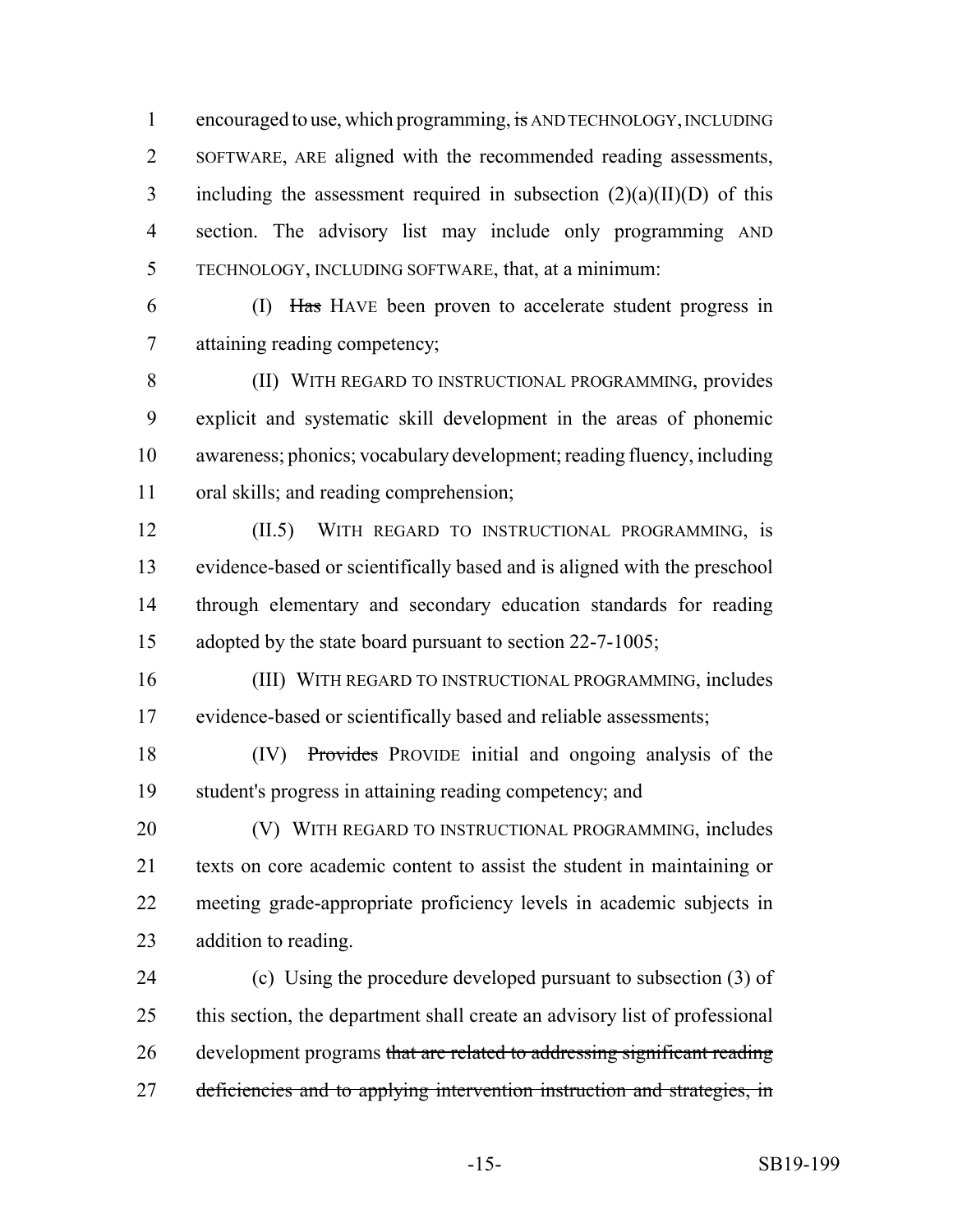encouraged to use, which programming, ~~is~~ AND TECHNOLOGY, INCLUDING SOFTWARE, ARE aligned with the recommended reading assessments, including the assessment required in subsection (2)(a)(II)(D) of this section. The advisory list may include only programming AND TECHNOLOGY, INCLUDING SOFTWARE, that, at a minimum:

(I) ~~Has~~ HAVE been proven to accelerate student progress in attaining reading competency;

(II) WITH REGARD TO INSTRUCTIONAL PROGRAMMING, provides explicit and systematic skill development in the areas of phonemic awareness; phonics; vocabulary development; reading fluency, including oral skills; and reading comprehension;

(II.5) WITH REGARD TO INSTRUCTIONAL PROGRAMMING, is evidence-based or scientifically based and is aligned with the preschool through elementary and secondary education standards for reading adopted by the state board pursuant to section 22-7-1005;

(III) WITH REGARD TO INSTRUCTIONAL PROGRAMMING, includes evidence-based or scientifically based and reliable assessments;

(IV) ~~Provides~~ PROVIDE initial and ongoing analysis of the student's progress in attaining reading competency; and

(V) WITH REGARD TO INSTRUCTIONAL PROGRAMMING, includes texts on core academic content to assist the student in maintaining or meeting grade-appropriate proficiency levels in academic subjects in addition to reading.

(c) Using the procedure developed pursuant to subsection (3) of this section, the department shall create an advisory list of professional development programs ~~that are related to addressing significant reading deficiencies and to applying intervention instruction and strategies, in~~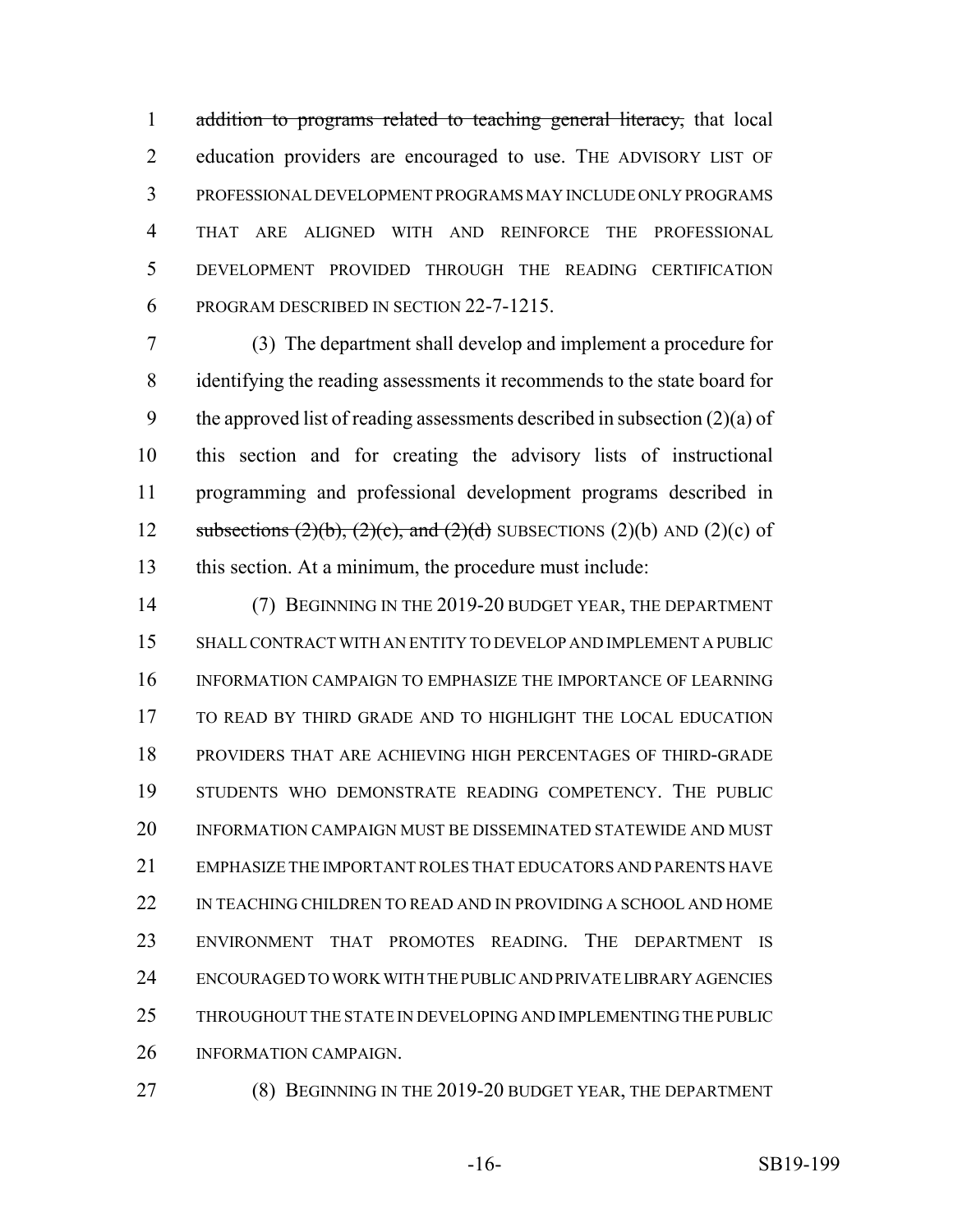~~addition to programs related to teaching general literacy,~~ that local education providers are encouraged to use. THE ADVISORY LIST OF PROFESSIONAL DEVELOPMENT PROGRAMS MAY INCLUDE ONLY PROGRAMS THAT ARE ALIGNED WITH AND REINFORCE THE PROFESSIONAL DEVELOPMENT PROVIDED THROUGH THE READING CERTIFICATION PROGRAM DESCRIBED IN SECTION 22-7-1215.

(3) The department shall develop and implement a procedure for identifying the reading assessments it recommends to the state board for the approved list of reading assessments described in subsection (2)(a) of this section and for creating the advisory lists of instructional programming and professional development programs described in ~~subsections (2)(b), (2)(c), and (2)(d)~~ SUBSECTIONS (2)(b) AND (2)(c) of this section. At a minimum, the procedure must include:

(7) BEGINNING IN THE 2019-20 BUDGET YEAR, THE DEPARTMENT SHALL CONTRACT WITH AN ENTITY TO DEVELOP AND IMPLEMENT A PUBLIC INFORMATION CAMPAIGN TO EMPHASIZE THE IMPORTANCE OF LEARNING TO READ BY THIRD GRADE AND TO HIGHLIGHT THE LOCAL EDUCATION PROVIDERS THAT ARE ACHIEVING HIGH PERCENTAGES OF THIRD-GRADE STUDENTS WHO DEMONSTRATE READING COMPETENCY. THE PUBLIC INFORMATION CAMPAIGN MUST BE DISSEMINATED STATEWIDE AND MUST EMPHASIZE THE IMPORTANT ROLES THAT EDUCATORS AND PARENTS HAVE IN TEACHING CHILDREN TO READ AND IN PROVIDING A SCHOOL AND HOME ENVIRONMENT THAT PROMOTES READING. THE DEPARTMENT IS ENCOURAGED TO WORK WITH THE PUBLIC AND PRIVATE LIBRARY AGENCIES THROUGHOUT THE STATE IN DEVELOPING AND IMPLEMENTING THE PUBLIC INFORMATION CAMPAIGN.

(8) BEGINNING IN THE 2019-20 BUDGET YEAR, THE DEPARTMENT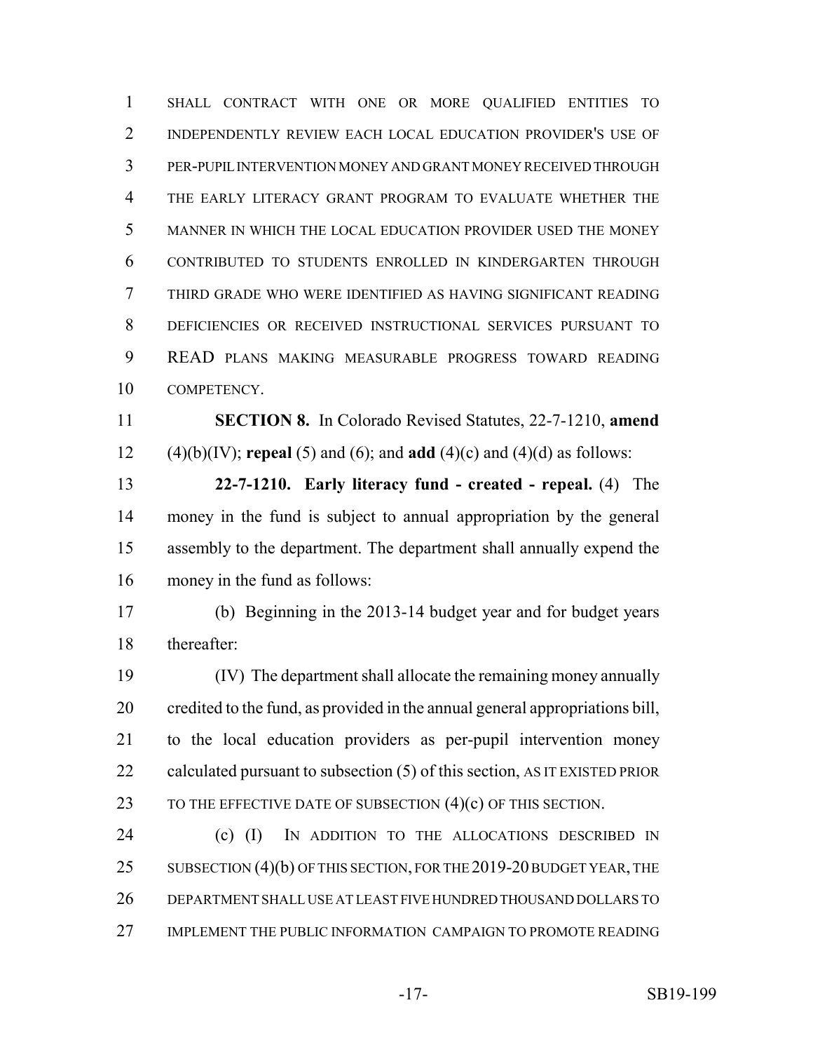SHALL CONTRACT WITH ONE OR MORE QUALIFIED ENTITIES TO INDEPENDENTLY REVIEW EACH LOCAL EDUCATION PROVIDER'S USE OF PER-PUPIL INTERVENTION MONEY AND GRANT MONEY RECEIVED THROUGH THE EARLY LITERACY GRANT PROGRAM TO EVALUATE WHETHER THE MANNER IN WHICH THE LOCAL EDUCATION PROVIDER USED THE MONEY CONTRIBUTED TO STUDENTS ENROLLED IN KINDERGARTEN THROUGH THIRD GRADE WHO WERE IDENTIFIED AS HAVING SIGNIFICANT READING DEFICIENCIES OR RECEIVED INSTRUCTIONAL SERVICES PURSUANT TO READ PLANS MAKING MEASURABLE PROGRESS TOWARD READING COMPETENCY.

**SECTION 8.** In Colorado Revised Statutes, 22-7-1210, **amend** (4)(b)(IV); **repeal** (5) and (6); and **add** (4)(c) and (4)(d) as follows:

**22-7-1210. Early literacy fund - created - repeal.** (4) The money in the fund is subject to annual appropriation by the general assembly to the department. The department shall annually expend the money in the fund as follows:

(b) Beginning in the 2013-14 budget year and for budget years thereafter:

(IV) The department shall allocate the remaining money annually credited to the fund, as provided in the annual general appropriations bill, to the local education providers as per-pupil intervention money calculated pursuant to subsection (5) of this section, AS IT EXISTED PRIOR TO THE EFFECTIVE DATE OF SUBSECTION (4)(c) OF THIS SECTION.

(c) (I) IN ADDITION TO THE ALLOCATIONS DESCRIBED IN SUBSECTION (4)(b) OF THIS SECTION, FOR THE 2019-20 BUDGET YEAR, THE DEPARTMENT SHALL USE AT LEAST FIVE HUNDRED THOUSAND DOLLARS TO IMPLEMENT THE PUBLIC INFORMATION CAMPAIGN TO PROMOTE READING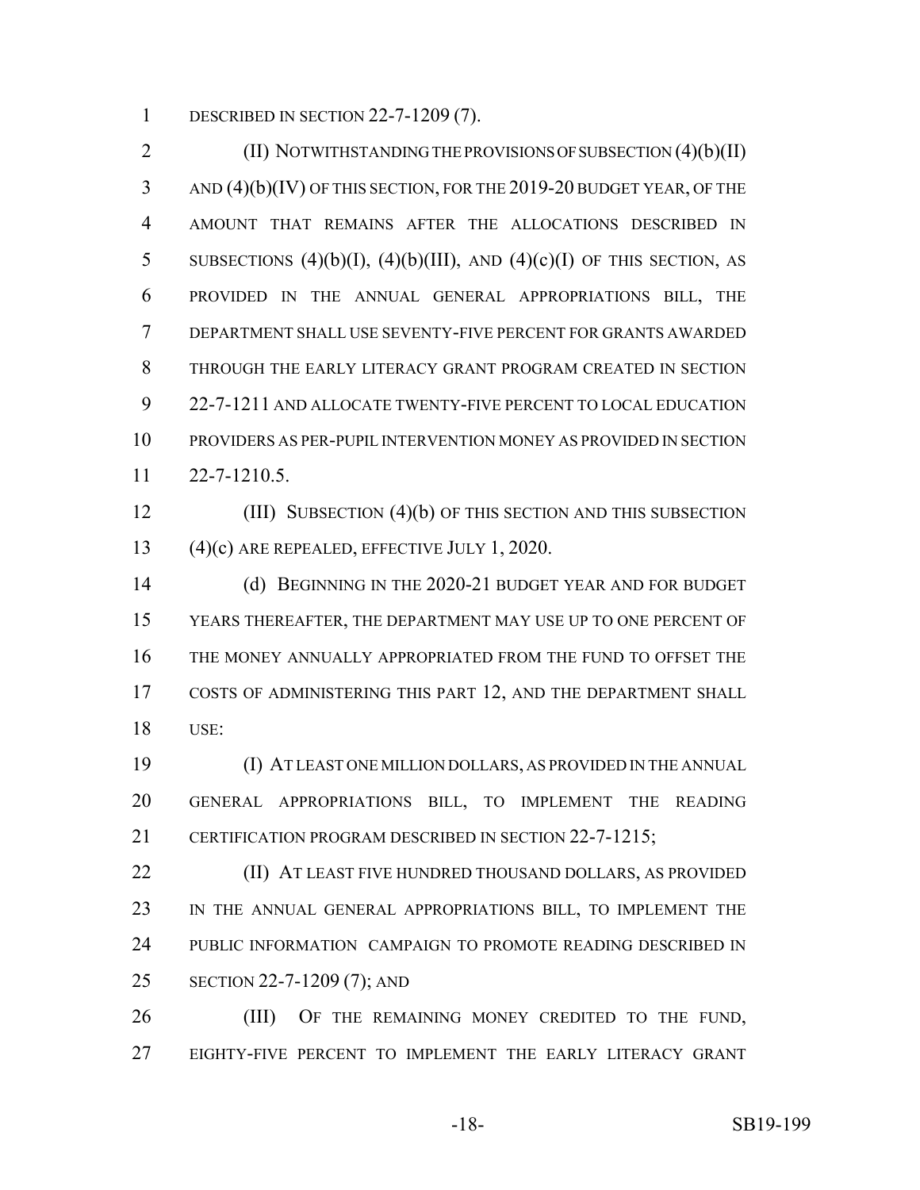DESCRIBED IN SECTION 22-7-1209 (7).

(II) NOTWITHSTANDING THE PROVISIONS OF SUBSECTION (4)(b)(II) AND (4)(b)(IV) OF THIS SECTION, FOR THE 2019-20 BUDGET YEAR, OF THE AMOUNT THAT REMAINS AFTER THE ALLOCATIONS DESCRIBED IN SUBSECTIONS (4)(b)(I), (4)(b)(III), AND (4)(c)(I) OF THIS SECTION, AS PROVIDED IN THE ANNUAL GENERAL APPROPRIATIONS BILL, THE DEPARTMENT SHALL USE SEVENTY-FIVE PERCENT FOR GRANTS AWARDED THROUGH THE EARLY LITERACY GRANT PROGRAM CREATED IN SECTION 22-7-1211 AND ALLOCATE TWENTY-FIVE PERCENT TO LOCAL EDUCATION PROVIDERS AS PER-PUPIL INTERVENTION MONEY AS PROVIDED IN SECTION 22-7-1210.5.

(III) SUBSECTION (4)(b) OF THIS SECTION AND THIS SUBSECTION (4)(c) ARE REPEALED, EFFECTIVE JULY 1, 2020.

(d) BEGINNING IN THE 2020-21 BUDGET YEAR AND FOR BUDGET YEARS THEREAFTER, THE DEPARTMENT MAY USE UP TO ONE PERCENT OF THE MONEY ANNUALLY APPROPRIATED FROM THE FUND TO OFFSET THE COSTS OF ADMINISTERING THIS PART 12, AND THE DEPARTMENT SHALL USE:

(I) AT LEAST ONE MILLION DOLLARS, AS PROVIDED IN THE ANNUAL GENERAL APPROPRIATIONS BILL, TO IMPLEMENT THE READING CERTIFICATION PROGRAM DESCRIBED IN SECTION 22-7-1215;

(II) AT LEAST FIVE HUNDRED THOUSAND DOLLARS, AS PROVIDED IN THE ANNUAL GENERAL APPROPRIATIONS BILL, TO IMPLEMENT THE PUBLIC INFORMATION CAMPAIGN TO PROMOTE READING DESCRIBED IN SECTION 22-7-1209 (7); AND

(III) OF THE REMAINING MONEY CREDITED TO THE FUND, EIGHTY-FIVE PERCENT TO IMPLEMENT THE EARLY LITERACY GRANT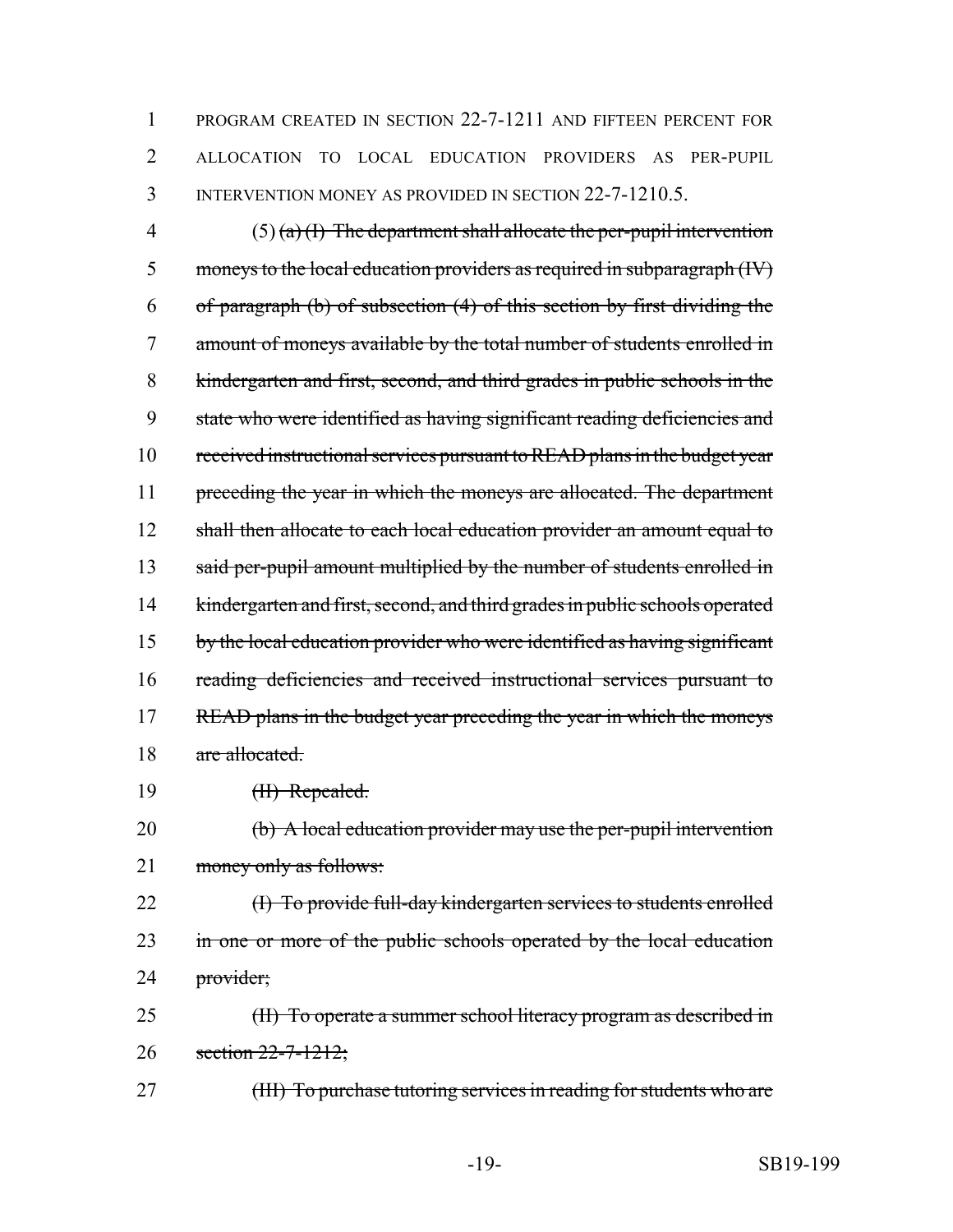PROGRAM CREATED IN SECTION 22-7-1211 AND FIFTEEN PERCENT FOR ALLOCATION TO LOCAL EDUCATION PROVIDERS AS PER-PUPIL INTERVENTION MONEY AS PROVIDED IN SECTION 22-7-1210.5.

(5) ~~(a) (I) The department shall allocate the per-pupil intervention moneys to the local education providers as required in subparagraph (IV) of paragraph (b) of subsection (4) of this section by first dividing the amount of moneys available by the total number of students enrolled in kindergarten and first, second, and third grades in public schools in the state who were identified as having significant reading deficiencies and received instructional services pursuant to READ plans in the budget year preceding the year in which the moneys are allocated. The department shall then allocate to each local education provider an amount equal to said per-pupil amount multiplied by the number of students enrolled in kindergarten and first, second, and third grades in public schools operated by the local education provider who were identified as having significant reading deficiencies and received instructional services pursuant to READ plans in the budget year preceding the year in which the moneys are allocated.~~

~~(II) Repealed.~~

~~(b) A local education provider may use the per-pupil intervention money only as follows:~~

~~(I) To provide full-day kindergarten services to students enrolled in one or more of the public schools operated by the local education provider;~~

~~(II) To operate a summer school literacy program as described in section 22-7-1212;~~

~~(III) To purchase tutoring services in reading for students who are~~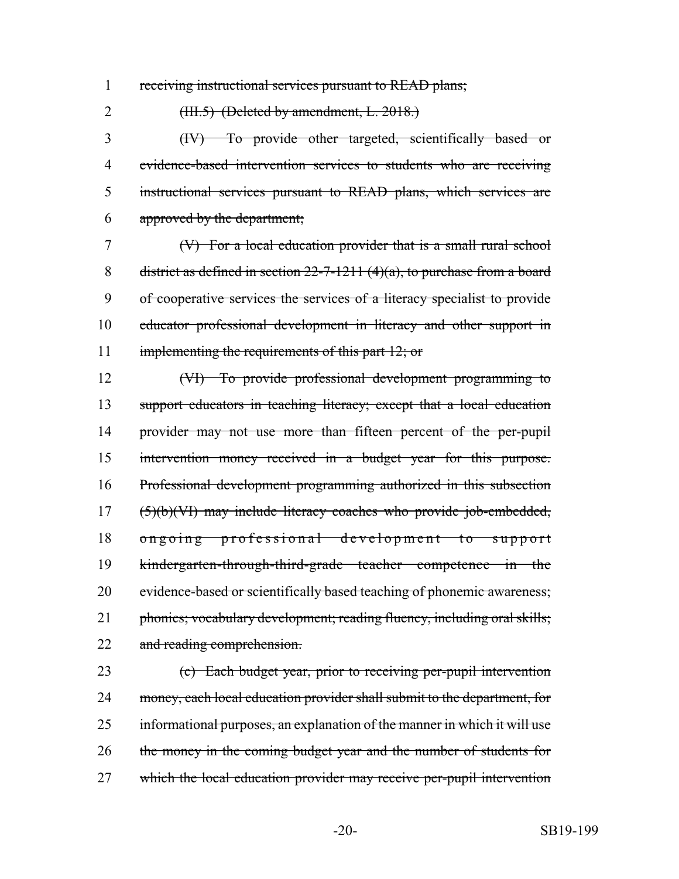1 receiving instructional services pursuant to READ plans;

2 (III.5) (Deleted by amendment, L. 2018.)

3 (IV) To provide other targeted, scientifically based or
4 evidence-based intervention services to students who are receiving
5 instructional services pursuant to READ plans, which services are
6 approved by the department;

7 (V) For a local education provider that is a small rural school
8 district as defined in section 22-7-1211 (4)(a), to purchase from a board
9 of cooperative services the services of a literacy specialist to provide
10 educator professional development in literacy and other support in
11 implementing the requirements of this part 12; or

12 (VI) To provide professional development programming to
13 support educators in teaching literacy; except that a local education
14 provider may not use more than fifteen percent of the per-pupil
15 intervention money received in a budget year for this purpose.
16 Professional development programming authorized in this subsection
17 (5)(b)(VI) may include literacy coaches who provide job-embedded,
18 ongoing professional development to support
19 kindergarten-through-third-grade teacher competence in the
20 evidence-based or scientifically based teaching of phonemic awareness;
21 phonics; vocabulary development; reading fluency, including oral skills;
22 and reading comprehension.

23 (c) Each budget year, prior to receiving per-pupil intervention
24 money, each local education provider shall submit to the department, for
25 informational purposes, an explanation of the manner in which it will use
26 the money in the coming budget year and the number of students for
27 which the local education provider may receive per-pupil intervention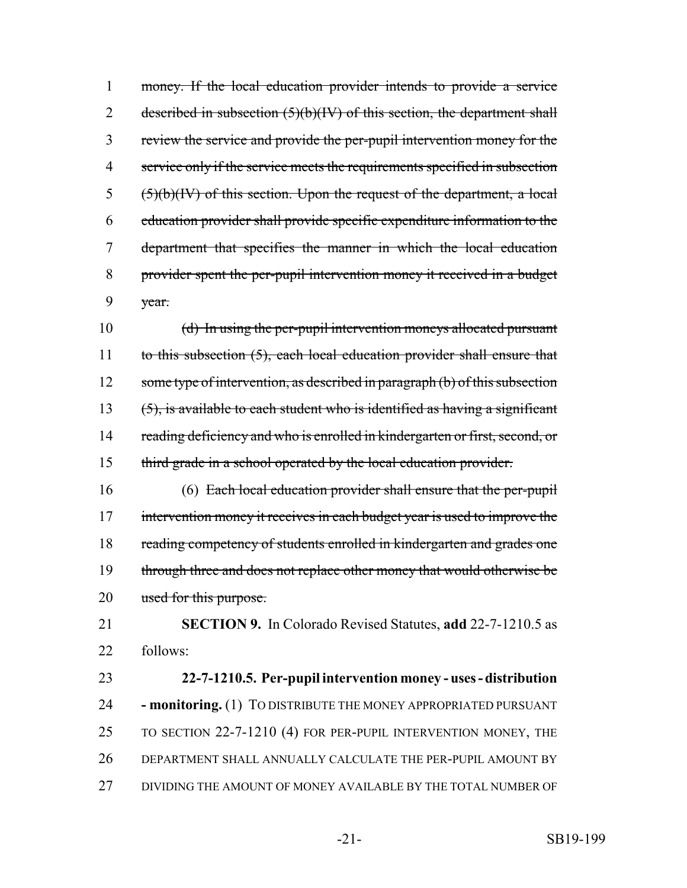money. If the local education provider intends to provide a service described in subsection (5)(b)(IV) of this section, the department shall review the service and provide the per-pupil intervention money for the service only if the service meets the requirements specified in subsection (5)(b)(IV) of this section. Upon the request of the department, a local education provider shall provide specific expenditure information to the department that specifies the manner in which the local education provider spent the per-pupil intervention money it received in a budget year.

(d) In using the per-pupil intervention moneys allocated pursuant to this subsection (5), each local education provider shall ensure that some type of intervention, as described in paragraph (b) of this subsection (5), is available to each student who is identified as having a significant reading deficiency and who is enrolled in kindergarten or first, second, or third grade in a school operated by the local education provider.

(6) Each local education provider shall ensure that the per-pupil intervention money it receives in each budget year is used to improve the reading competency of students enrolled in kindergarten and grades one through three and does not replace other money that would otherwise be used for this purpose.

**SECTION 9.** In Colorado Revised Statutes, **add** 22-7-1210.5 as follows:

**22-7-1210.5. Per-pupil intervention money - uses - distribution - monitoring.** (1) TO DISTRIBUTE THE MONEY APPROPRIATED PURSUANT TO SECTION 22-7-1210 (4) FOR PER-PUPIL INTERVENTION MONEY, THE DEPARTMENT SHALL ANNUALLY CALCULATE THE PER-PUPIL AMOUNT BY DIVIDING THE AMOUNT OF MONEY AVAILABLE BY THE TOTAL NUMBER OF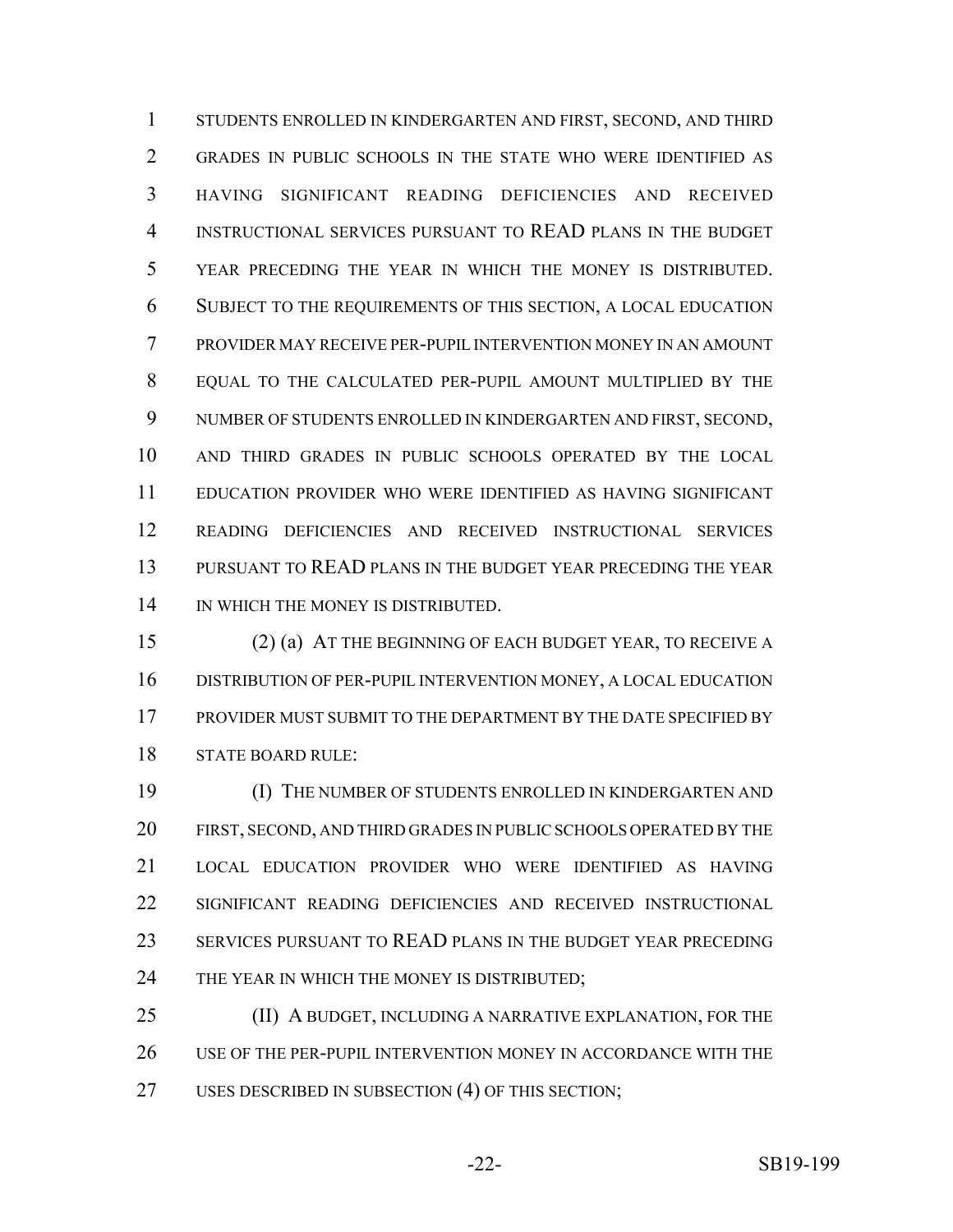STUDENTS ENROLLED IN KINDERGARTEN AND FIRST, SECOND, AND THIRD GRADES IN PUBLIC SCHOOLS IN THE STATE WHO WERE IDENTIFIED AS HAVING SIGNIFICANT READING DEFICIENCIES AND RECEIVED INSTRUCTIONAL SERVICES PURSUANT TO READ PLANS IN THE BUDGET YEAR PRECEDING THE YEAR IN WHICH THE MONEY IS DISTRIBUTED. SUBJECT TO THE REQUIREMENTS OF THIS SECTION, A LOCAL EDUCATION PROVIDER MAY RECEIVE PER-PUPIL INTERVENTION MONEY IN AN AMOUNT EQUAL TO THE CALCULATED PER-PUPIL AMOUNT MULTIPLIED BY THE NUMBER OF STUDENTS ENROLLED IN KINDERGARTEN AND FIRST, SECOND, AND THIRD GRADES IN PUBLIC SCHOOLS OPERATED BY THE LOCAL EDUCATION PROVIDER WHO WERE IDENTIFIED AS HAVING SIGNIFICANT READING DEFICIENCIES AND RECEIVED INSTRUCTIONAL SERVICES PURSUANT TO READ PLANS IN THE BUDGET YEAR PRECEDING THE YEAR IN WHICH THE MONEY IS DISTRIBUTED.

(2) (a) AT THE BEGINNING OF EACH BUDGET YEAR, TO RECEIVE A DISTRIBUTION OF PER-PUPIL INTERVENTION MONEY, A LOCAL EDUCATION PROVIDER MUST SUBMIT TO THE DEPARTMENT BY THE DATE SPECIFIED BY STATE BOARD RULE:

(I) THE NUMBER OF STUDENTS ENROLLED IN KINDERGARTEN AND FIRST, SECOND, AND THIRD GRADES IN PUBLIC SCHOOLS OPERATED BY THE LOCAL EDUCATION PROVIDER WHO WERE IDENTIFIED AS HAVING SIGNIFICANT READING DEFICIENCIES AND RECEIVED INSTRUCTIONAL SERVICES PURSUANT TO READ PLANS IN THE BUDGET YEAR PRECEDING THE YEAR IN WHICH THE MONEY IS DISTRIBUTED;

(II) A BUDGET, INCLUDING A NARRATIVE EXPLANATION, FOR THE USE OF THE PER-PUPIL INTERVENTION MONEY IN ACCORDANCE WITH THE USES DESCRIBED IN SUBSECTION (4) OF THIS SECTION;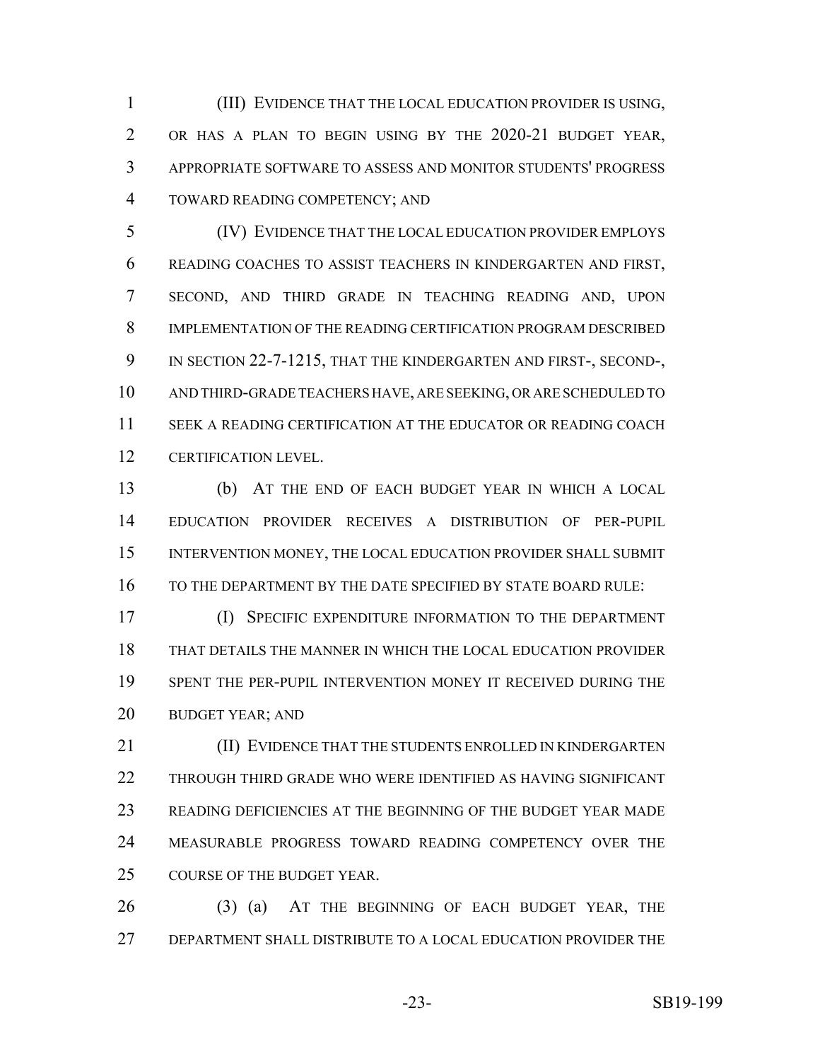(III) EVIDENCE THAT THE LOCAL EDUCATION PROVIDER IS USING, OR HAS A PLAN TO BEGIN USING BY THE 2020-21 BUDGET YEAR, APPROPRIATE SOFTWARE TO ASSESS AND MONITOR STUDENTS' PROGRESS TOWARD READING COMPETENCY; AND

(IV) EVIDENCE THAT THE LOCAL EDUCATION PROVIDER EMPLOYS READING COACHES TO ASSIST TEACHERS IN KINDERGARTEN AND FIRST, SECOND, AND THIRD GRADE IN TEACHING READING AND, UPON IMPLEMENTATION OF THE READING CERTIFICATION PROGRAM DESCRIBED IN SECTION 22-7-1215, THAT THE KINDERGARTEN AND FIRST-, SECOND-, AND THIRD-GRADE TEACHERS HAVE, ARE SEEKING, OR ARE SCHEDULED TO SEEK A READING CERTIFICATION AT THE EDUCATOR OR READING COACH CERTIFICATION LEVEL.

(b) AT THE END OF EACH BUDGET YEAR IN WHICH A LOCAL EDUCATION PROVIDER RECEIVES A DISTRIBUTION OF PER-PUPIL INTERVENTION MONEY, THE LOCAL EDUCATION PROVIDER SHALL SUBMIT TO THE DEPARTMENT BY THE DATE SPECIFIED BY STATE BOARD RULE:

(I) SPECIFIC EXPENDITURE INFORMATION TO THE DEPARTMENT THAT DETAILS THE MANNER IN WHICH THE LOCAL EDUCATION PROVIDER SPENT THE PER-PUPIL INTERVENTION MONEY IT RECEIVED DURING THE BUDGET YEAR; AND

(II) EVIDENCE THAT THE STUDENTS ENROLLED IN KINDERGARTEN THROUGH THIRD GRADE WHO WERE IDENTIFIED AS HAVING SIGNIFICANT READING DEFICIENCIES AT THE BEGINNING OF THE BUDGET YEAR MADE MEASURABLE PROGRESS TOWARD READING COMPETENCY OVER THE COURSE OF THE BUDGET YEAR.

(3) (a) AT THE BEGINNING OF EACH BUDGET YEAR, THE DEPARTMENT SHALL DISTRIBUTE TO A LOCAL EDUCATION PROVIDER THE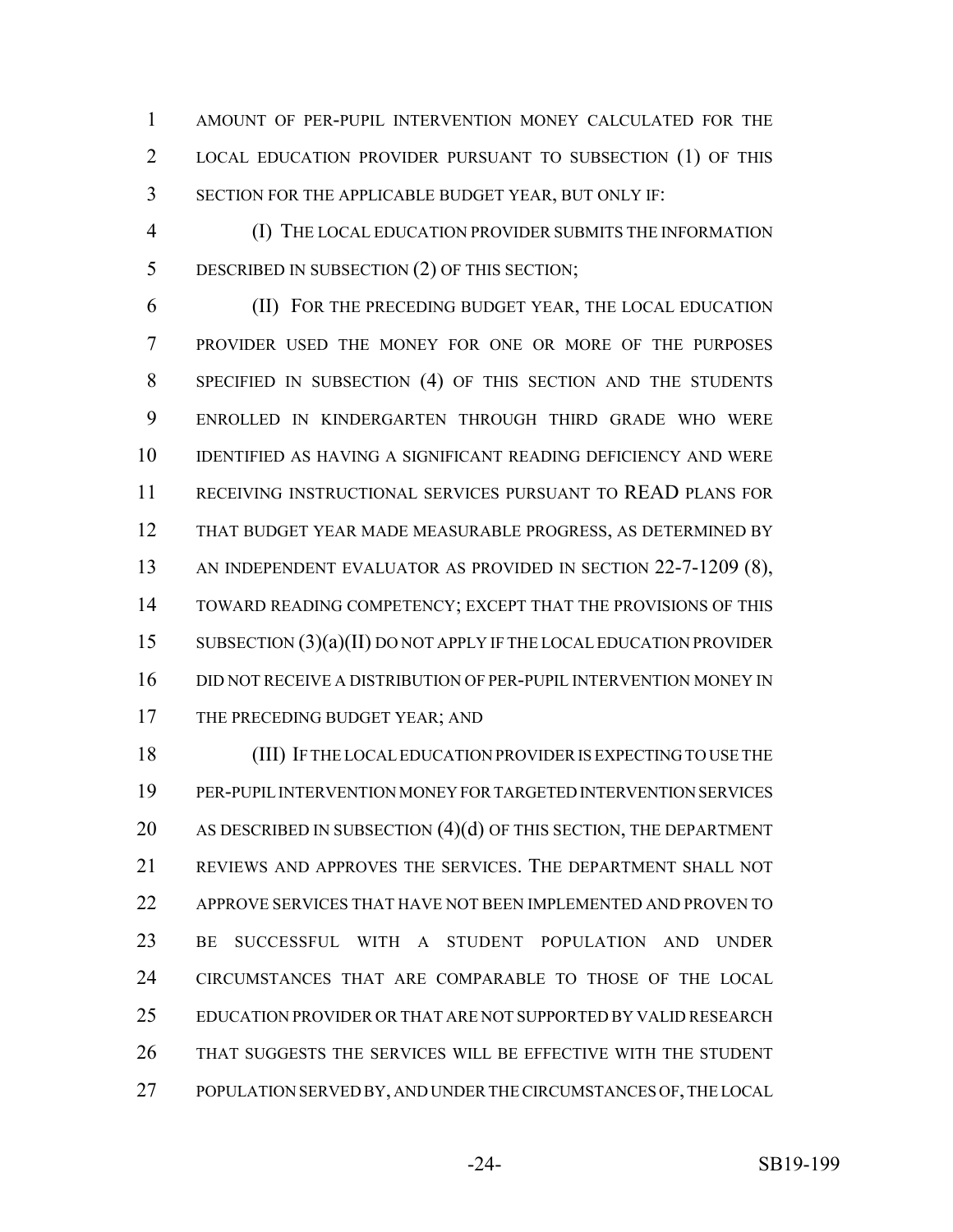AMOUNT OF PER-PUPIL INTERVENTION MONEY CALCULATED FOR THE LOCAL EDUCATION PROVIDER PURSUANT TO SUBSECTION (1) OF THIS SECTION FOR THE APPLICABLE BUDGET YEAR, BUT ONLY IF:

(I) THE LOCAL EDUCATION PROVIDER SUBMITS THE INFORMATION DESCRIBED IN SUBSECTION (2) OF THIS SECTION;

(II) FOR THE PRECEDING BUDGET YEAR, THE LOCAL EDUCATION PROVIDER USED THE MONEY FOR ONE OR MORE OF THE PURPOSES SPECIFIED IN SUBSECTION (4) OF THIS SECTION AND THE STUDENTS ENROLLED IN KINDERGARTEN THROUGH THIRD GRADE WHO WERE IDENTIFIED AS HAVING A SIGNIFICANT READING DEFICIENCY AND WERE RECEIVING INSTRUCTIONAL SERVICES PURSUANT TO READ PLANS FOR THAT BUDGET YEAR MADE MEASURABLE PROGRESS, AS DETERMINED BY AN INDEPENDENT EVALUATOR AS PROVIDED IN SECTION 22-7-1209 (8), TOWARD READING COMPETENCY; EXCEPT THAT THE PROVISIONS OF THIS SUBSECTION (3)(a)(II) DO NOT APPLY IF THE LOCAL EDUCATION PROVIDER DID NOT RECEIVE A DISTRIBUTION OF PER-PUPIL INTERVENTION MONEY IN THE PRECEDING BUDGET YEAR; AND

(III) IF THE LOCAL EDUCATION PROVIDER IS EXPECTING TO USE THE PER-PUPIL INTERVENTION MONEY FOR TARGETED INTERVENTION SERVICES AS DESCRIBED IN SUBSECTION (4)(d) OF THIS SECTION, THE DEPARTMENT REVIEWS AND APPROVES THE SERVICES. THE DEPARTMENT SHALL NOT APPROVE SERVICES THAT HAVE NOT BEEN IMPLEMENTED AND PROVEN TO BE SUCCESSFUL WITH A STUDENT POPULATION AND UNDER CIRCUMSTANCES THAT ARE COMPARABLE TO THOSE OF THE LOCAL EDUCATION PROVIDER OR THAT ARE NOT SUPPORTED BY VALID RESEARCH THAT SUGGESTS THE SERVICES WILL BE EFFECTIVE WITH THE STUDENT POPULATION SERVED BY, AND UNDER THE CIRCUMSTANCES OF, THE LOCAL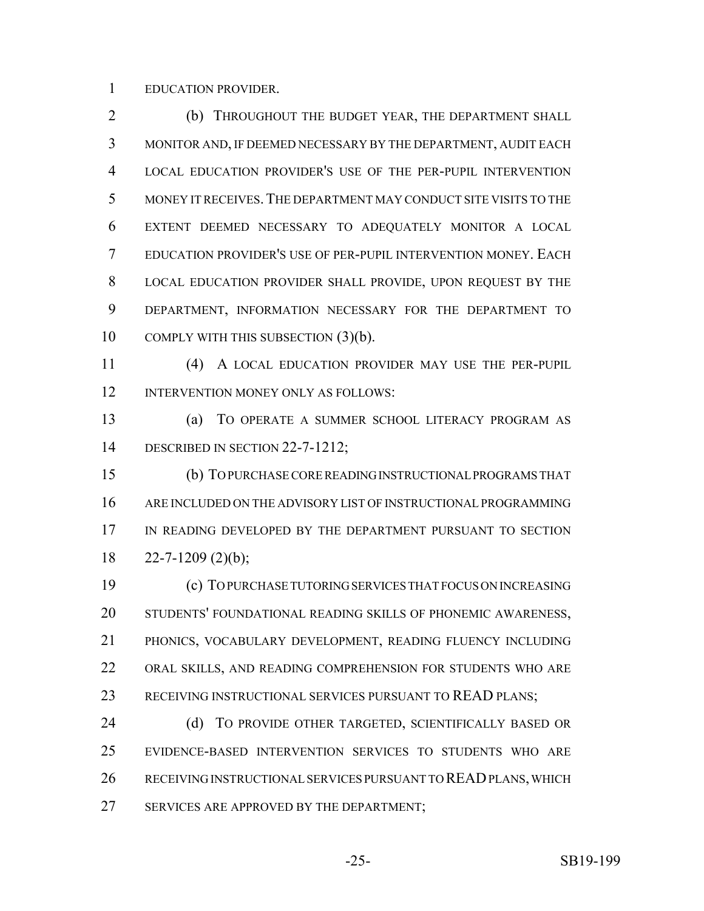EDUCATION PROVIDER.

(b) THROUGHOUT THE BUDGET YEAR, THE DEPARTMENT SHALL MONITOR AND, IF DEEMED NECESSARY BY THE DEPARTMENT, AUDIT EACH LOCAL EDUCATION PROVIDER'S USE OF THE PER-PUPIL INTERVENTION MONEY IT RECEIVES. THE DEPARTMENT MAY CONDUCT SITE VISITS TO THE EXTENT DEEMED NECESSARY TO ADEQUATELY MONITOR A LOCAL EDUCATION PROVIDER'S USE OF PER-PUPIL INTERVENTION MONEY. EACH LOCAL EDUCATION PROVIDER SHALL PROVIDE, UPON REQUEST BY THE DEPARTMENT, INFORMATION NECESSARY FOR THE DEPARTMENT TO COMPLY WITH THIS SUBSECTION (3)(b).

(4) A LOCAL EDUCATION PROVIDER MAY USE THE PER-PUPIL INTERVENTION MONEY ONLY AS FOLLOWS:

(a) TO OPERATE A SUMMER SCHOOL LITERACY PROGRAM AS DESCRIBED IN SECTION 22-7-1212;

(b) TO PURCHASE CORE READING INSTRUCTIONAL PROGRAMS THAT ARE INCLUDED ON THE ADVISORY LIST OF INSTRUCTIONAL PROGRAMMING IN READING DEVELOPED BY THE DEPARTMENT PURSUANT TO SECTION 22-7-1209 (2)(b);

(c) TO PURCHASE TUTORING SERVICES THAT FOCUS ON INCREASING STUDENTS' FOUNDATIONAL READING SKILLS OF PHONEMIC AWARENESS, PHONICS, VOCABULARY DEVELOPMENT, READING FLUENCY INCLUDING ORAL SKILLS, AND READING COMPREHENSION FOR STUDENTS WHO ARE RECEIVING INSTRUCTIONAL SERVICES PURSUANT TO READ PLANS;

(d) TO PROVIDE OTHER TARGETED, SCIENTIFICALLY BASED OR EVIDENCE-BASED INTERVENTION SERVICES TO STUDENTS WHO ARE RECEIVING INSTRUCTIONAL SERVICES PURSUANT TO READ PLANS, WHICH SERVICES ARE APPROVED BY THE DEPARTMENT;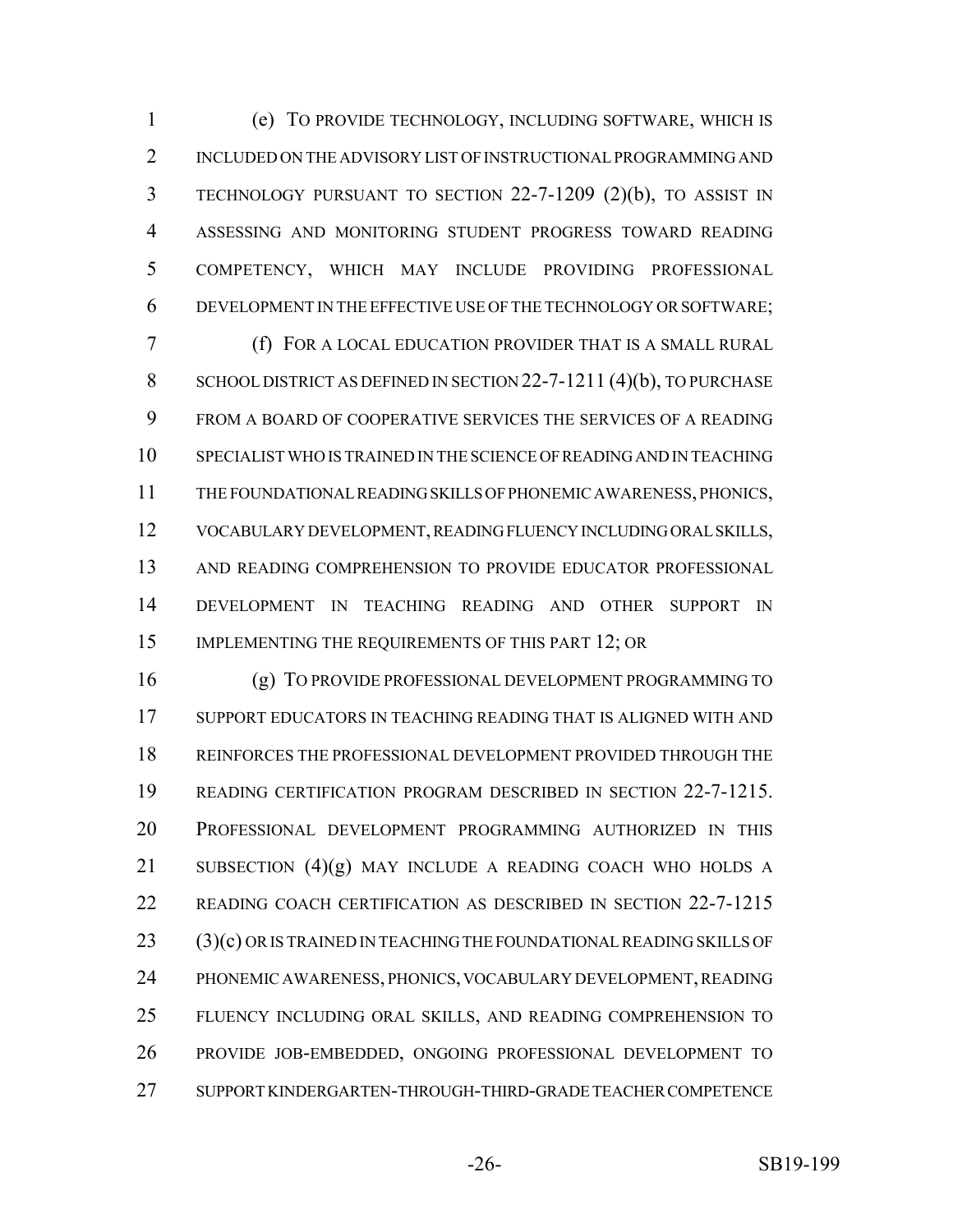(e) TO PROVIDE TECHNOLOGY, INCLUDING SOFTWARE, WHICH IS INCLUDED ON THE ADVISORY LIST OF INSTRUCTIONAL PROGRAMMING AND TECHNOLOGY PURSUANT TO SECTION 22-7-1209 (2)(b), TO ASSIST IN ASSESSING AND MONITORING STUDENT PROGRESS TOWARD READING COMPETENCY, WHICH MAY INCLUDE PROVIDING PROFESSIONAL DEVELOPMENT IN THE EFFECTIVE USE OF THE TECHNOLOGY OR SOFTWARE;

(f) FOR A LOCAL EDUCATION PROVIDER THAT IS A SMALL RURAL SCHOOL DISTRICT AS DEFINED IN SECTION 22-7-1211 (4)(b), TO PURCHASE FROM A BOARD OF COOPERATIVE SERVICES THE SERVICES OF A READING SPECIALIST WHO IS TRAINED IN THE SCIENCE OF READING AND IN TEACHING THE FOUNDATIONAL READING SKILLS OF PHONEMIC AWARENESS, PHONICS, VOCABULARY DEVELOPMENT, READING FLUENCY INCLUDING ORAL SKILLS, AND READING COMPREHENSION TO PROVIDE EDUCATOR PROFESSIONAL DEVELOPMENT IN TEACHING READING AND OTHER SUPPORT IN IMPLEMENTING THE REQUIREMENTS OF THIS PART 12; OR

(g) TO PROVIDE PROFESSIONAL DEVELOPMENT PROGRAMMING TO SUPPORT EDUCATORS IN TEACHING READING THAT IS ALIGNED WITH AND REINFORCES THE PROFESSIONAL DEVELOPMENT PROVIDED THROUGH THE READING CERTIFICATION PROGRAM DESCRIBED IN SECTION 22-7-1215. PROFESSIONAL DEVELOPMENT PROGRAMMING AUTHORIZED IN THIS SUBSECTION (4)(g) MAY INCLUDE A READING COACH WHO HOLDS A READING COACH CERTIFICATION AS DESCRIBED IN SECTION 22-7-1215 (3)(c) OR IS TRAINED IN TEACHING THE FOUNDATIONAL READING SKILLS OF PHONEMIC AWARENESS, PHONICS, VOCABULARY DEVELOPMENT, READING FLUENCY INCLUDING ORAL SKILLS, AND READING COMPREHENSION TO PROVIDE JOB-EMBEDDED, ONGOING PROFESSIONAL DEVELOPMENT TO SUPPORT KINDERGARTEN-THROUGH-THIRD-GRADE TEACHER COMPETENCE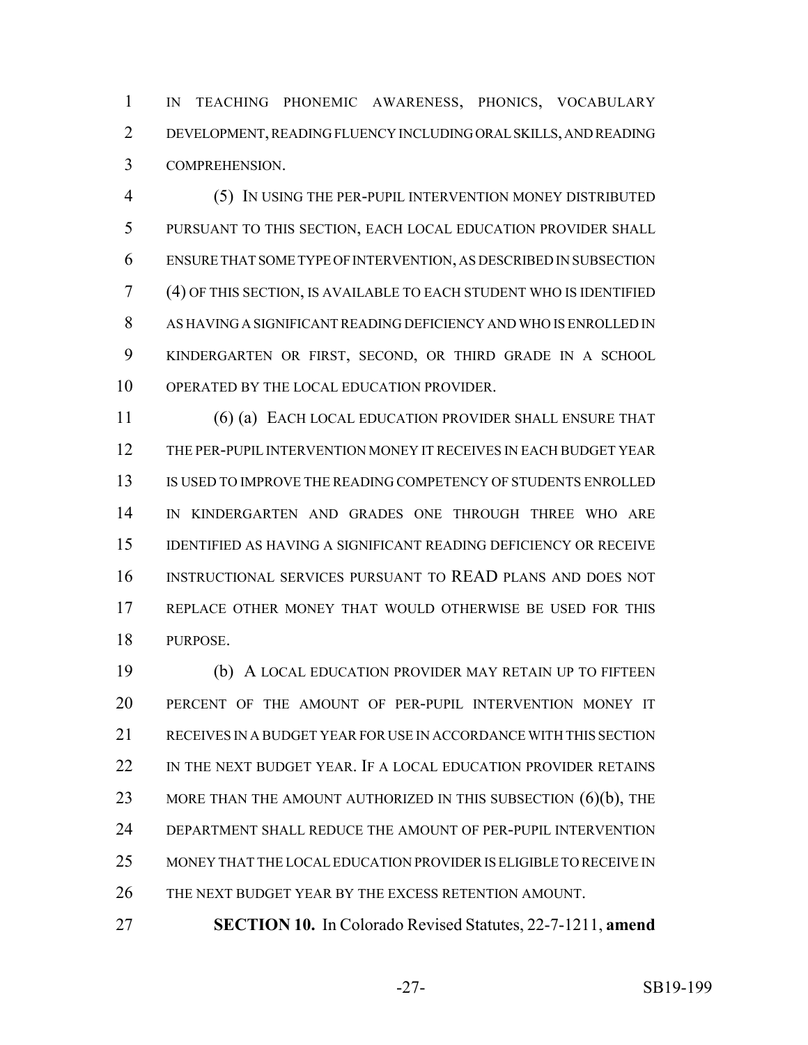IN TEACHING PHONEMIC AWARENESS, PHONICS, VOCABULARY DEVELOPMENT, READING FLUENCY INCLUDING ORAL SKILLS, AND READING COMPREHENSION.

(5) IN USING THE PER-PUPIL INTERVENTION MONEY DISTRIBUTED PURSUANT TO THIS SECTION, EACH LOCAL EDUCATION PROVIDER SHALL ENSURE THAT SOME TYPE OF INTERVENTION, AS DESCRIBED IN SUBSECTION (4) OF THIS SECTION, IS AVAILABLE TO EACH STUDENT WHO IS IDENTIFIED AS HAVING A SIGNIFICANT READING DEFICIENCY AND WHO IS ENROLLED IN KINDERGARTEN OR FIRST, SECOND, OR THIRD GRADE IN A SCHOOL OPERATED BY THE LOCAL EDUCATION PROVIDER.

(6) (a) EACH LOCAL EDUCATION PROVIDER SHALL ENSURE THAT THE PER-PUPIL INTERVENTION MONEY IT RECEIVES IN EACH BUDGET YEAR IS USED TO IMPROVE THE READING COMPETENCY OF STUDENTS ENROLLED IN KINDERGARTEN AND GRADES ONE THROUGH THREE WHO ARE IDENTIFIED AS HAVING A SIGNIFICANT READING DEFICIENCY OR RECEIVE INSTRUCTIONAL SERVICES PURSUANT TO READ PLANS AND DOES NOT REPLACE OTHER MONEY THAT WOULD OTHERWISE BE USED FOR THIS PURPOSE.

(b) A LOCAL EDUCATION PROVIDER MAY RETAIN UP TO FIFTEEN PERCENT OF THE AMOUNT OF PER-PUPIL INTERVENTION MONEY IT RECEIVES IN A BUDGET YEAR FOR USE IN ACCORDANCE WITH THIS SECTION IN THE NEXT BUDGET YEAR. IF A LOCAL EDUCATION PROVIDER RETAINS MORE THAN THE AMOUNT AUTHORIZED IN THIS SUBSECTION (6)(b), THE DEPARTMENT SHALL REDUCE THE AMOUNT OF PER-PUPIL INTERVENTION MONEY THAT THE LOCAL EDUCATION PROVIDER IS ELIGIBLE TO RECEIVE IN THE NEXT BUDGET YEAR BY THE EXCESS RETENTION AMOUNT.

**SECTION 10.** In Colorado Revised Statutes, 22-7-1211, **amend**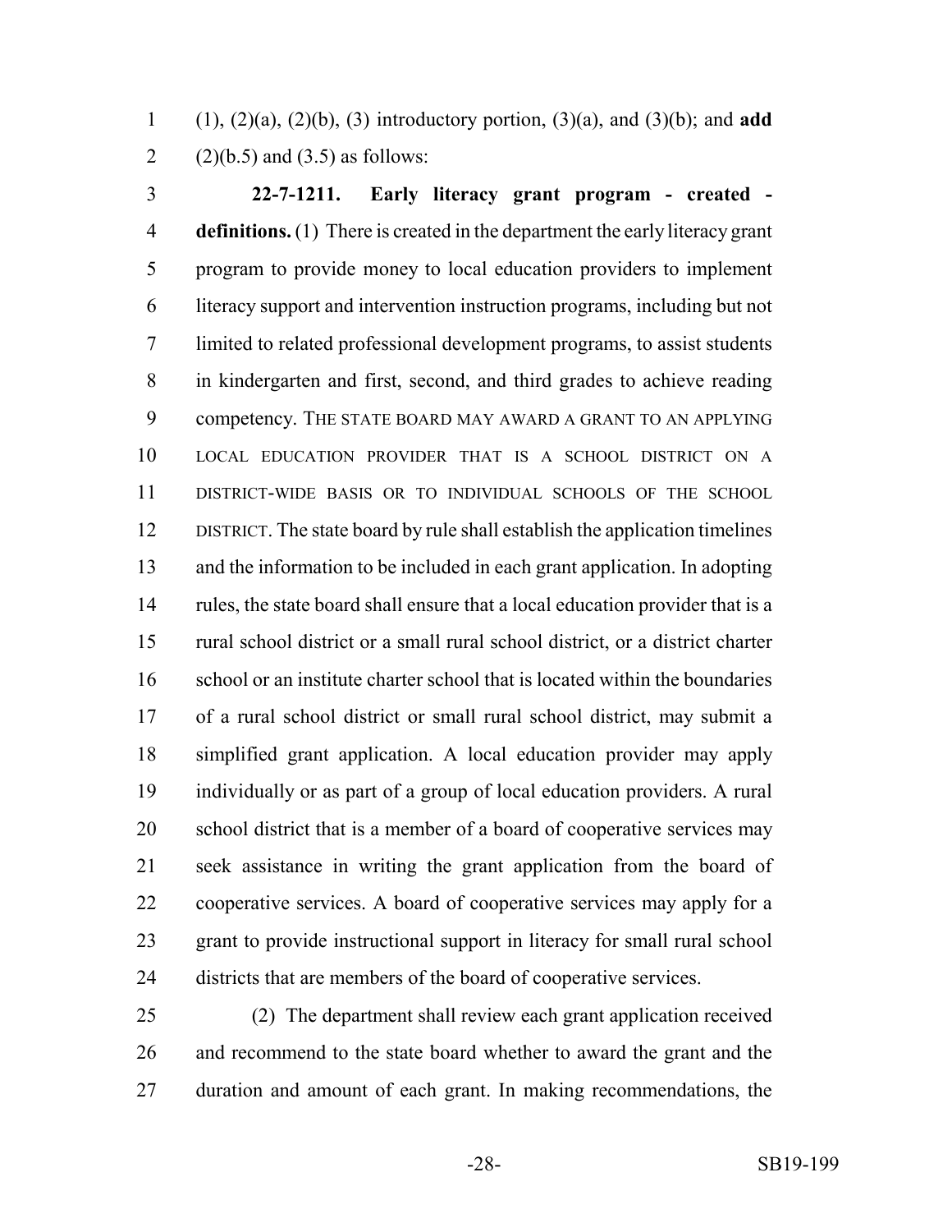(1), (2)(a), (2)(b), (3) introductory portion, (3)(a), and (3)(b); and **add** (2)(b.5) and (3.5) as follows:

**22-7-1211. Early literacy grant program - created - definitions.** (1) There is created in the department the early literacy grant program to provide money to local education providers to implement literacy support and intervention instruction programs, including but not limited to related professional development programs, to assist students in kindergarten and first, second, and third grades to achieve reading competency. THE STATE BOARD MAY AWARD A GRANT TO AN APPLYING LOCAL EDUCATION PROVIDER THAT IS A SCHOOL DISTRICT ON A DISTRICT-WIDE BASIS OR TO INDIVIDUAL SCHOOLS OF THE SCHOOL DISTRICT. The state board by rule shall establish the application timelines and the information to be included in each grant application. In adopting rules, the state board shall ensure that a local education provider that is a rural school district or a small rural school district, or a district charter school or an institute charter school that is located within the boundaries of a rural school district or small rural school district, may submit a simplified grant application. A local education provider may apply individually or as part of a group of local education providers. A rural school district that is a member of a board of cooperative services may seek assistance in writing the grant application from the board of cooperative services. A board of cooperative services may apply for a grant to provide instructional support in literacy for small rural school districts that are members of the board of cooperative services.

(2) The department shall review each grant application received and recommend to the state board whether to award the grant and the duration and amount of each grant. In making recommendations, the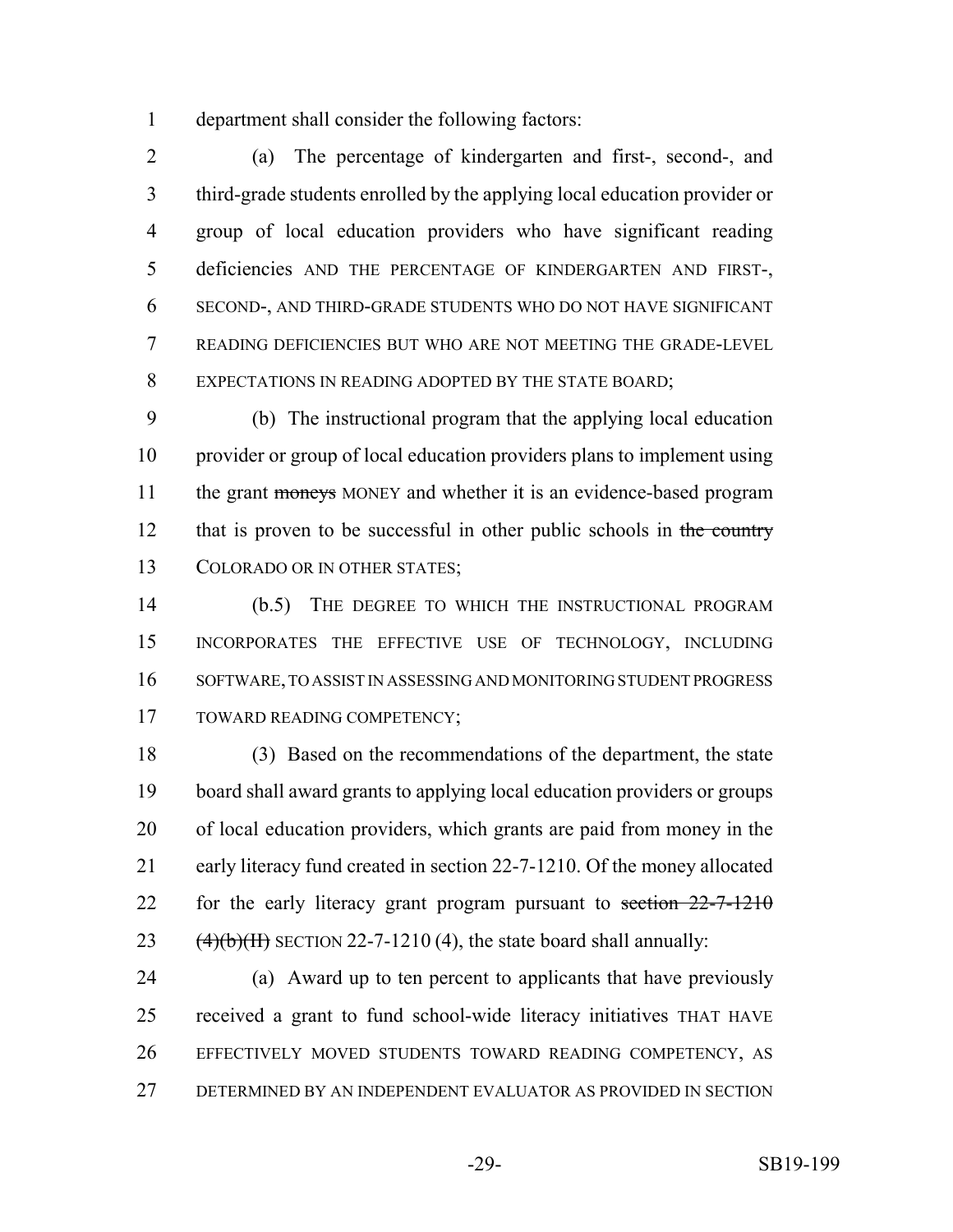department shall consider the following factors:

(a) The percentage of kindergarten and first-, second-, and third-grade students enrolled by the applying local education provider or group of local education providers who have significant reading deficiencies AND THE PERCENTAGE OF KINDERGARTEN AND FIRST-, SECOND-, AND THIRD-GRADE STUDENTS WHO DO NOT HAVE SIGNIFICANT READING DEFICIENCIES BUT WHO ARE NOT MEETING THE GRADE-LEVEL EXPECTATIONS IN READING ADOPTED BY THE STATE BOARD;

(b) The instructional program that the applying local education provider or group of local education providers plans to implement using the grant ~~moneys~~ MONEY and whether it is an evidence-based program that is proven to be successful in other public schools in ~~the country~~ COLORADO OR IN OTHER STATES;

(b.5) THE DEGREE TO WHICH THE INSTRUCTIONAL PROGRAM INCORPORATES THE EFFECTIVE USE OF TECHNOLOGY, INCLUDING SOFTWARE, TO ASSIST IN ASSESSING AND MONITORING STUDENT PROGRESS TOWARD READING COMPETENCY;

(3) Based on the recommendations of the department, the state board shall award grants to applying local education providers or groups of local education providers, which grants are paid from money in the early literacy fund created in section 22-7-1210. Of the money allocated for the early literacy grant program pursuant to ~~section 22-7-1210 (4)(b)(II)~~ SECTION 22-7-1210 (4), the state board shall annually:

(a) Award up to ten percent to applicants that have previously received a grant to fund school-wide literacy initiatives THAT HAVE EFFECTIVELY MOVED STUDENTS TOWARD READING COMPETENCY, AS DETERMINED BY AN INDEPENDENT EVALUATOR AS PROVIDED IN SECTION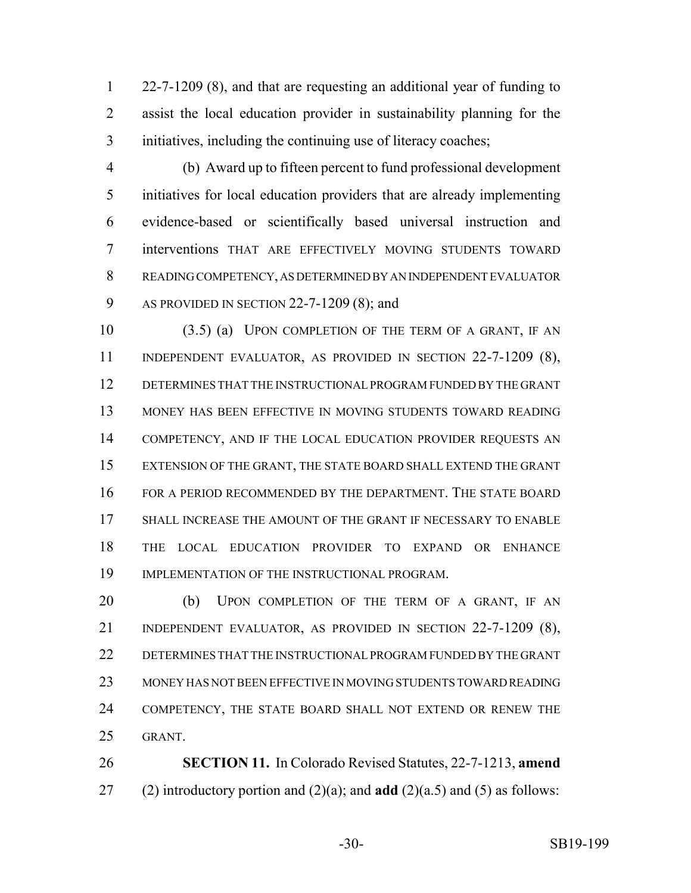22-7-1209 (8), and that are requesting an additional year of funding to assist the local education provider in sustainability planning for the initiatives, including the continuing use of literacy coaches;

(b) Award up to fifteen percent to fund professional development initiatives for local education providers that are already implementing evidence-based or scientifically based universal instruction and interventions THAT ARE EFFECTIVELY MOVING STUDENTS TOWARD READING COMPETENCY, AS DETERMINED BY AN INDEPENDENT EVALUATOR AS PROVIDED IN SECTION 22-7-1209 (8); and

(3.5) (a) UPON COMPLETION OF THE TERM OF A GRANT, IF AN INDEPENDENT EVALUATOR, AS PROVIDED IN SECTION 22-7-1209 (8), DETERMINES THAT THE INSTRUCTIONAL PROGRAM FUNDED BY THE GRANT MONEY HAS BEEN EFFECTIVE IN MOVING STUDENTS TOWARD READING COMPETENCY, AND IF THE LOCAL EDUCATION PROVIDER REQUESTS AN EXTENSION OF THE GRANT, THE STATE BOARD SHALL EXTEND THE GRANT FOR A PERIOD RECOMMENDED BY THE DEPARTMENT. THE STATE BOARD SHALL INCREASE THE AMOUNT OF THE GRANT IF NECESSARY TO ENABLE THE LOCAL EDUCATION PROVIDER TO EXPAND OR ENHANCE IMPLEMENTATION OF THE INSTRUCTIONAL PROGRAM.

(b) UPON COMPLETION OF THE TERM OF A GRANT, IF AN INDEPENDENT EVALUATOR, AS PROVIDED IN SECTION 22-7-1209 (8), DETERMINES THAT THE INSTRUCTIONAL PROGRAM FUNDED BY THE GRANT MONEY HAS NOT BEEN EFFECTIVE IN MOVING STUDENTS TOWARD READING COMPETENCY, THE STATE BOARD SHALL NOT EXTEND OR RENEW THE GRANT.

**SECTION 11.** In Colorado Revised Statutes, 22-7-1213, **amend** (2) introductory portion and (2)(a); and **add** (2)(a.5) and (5) as follows: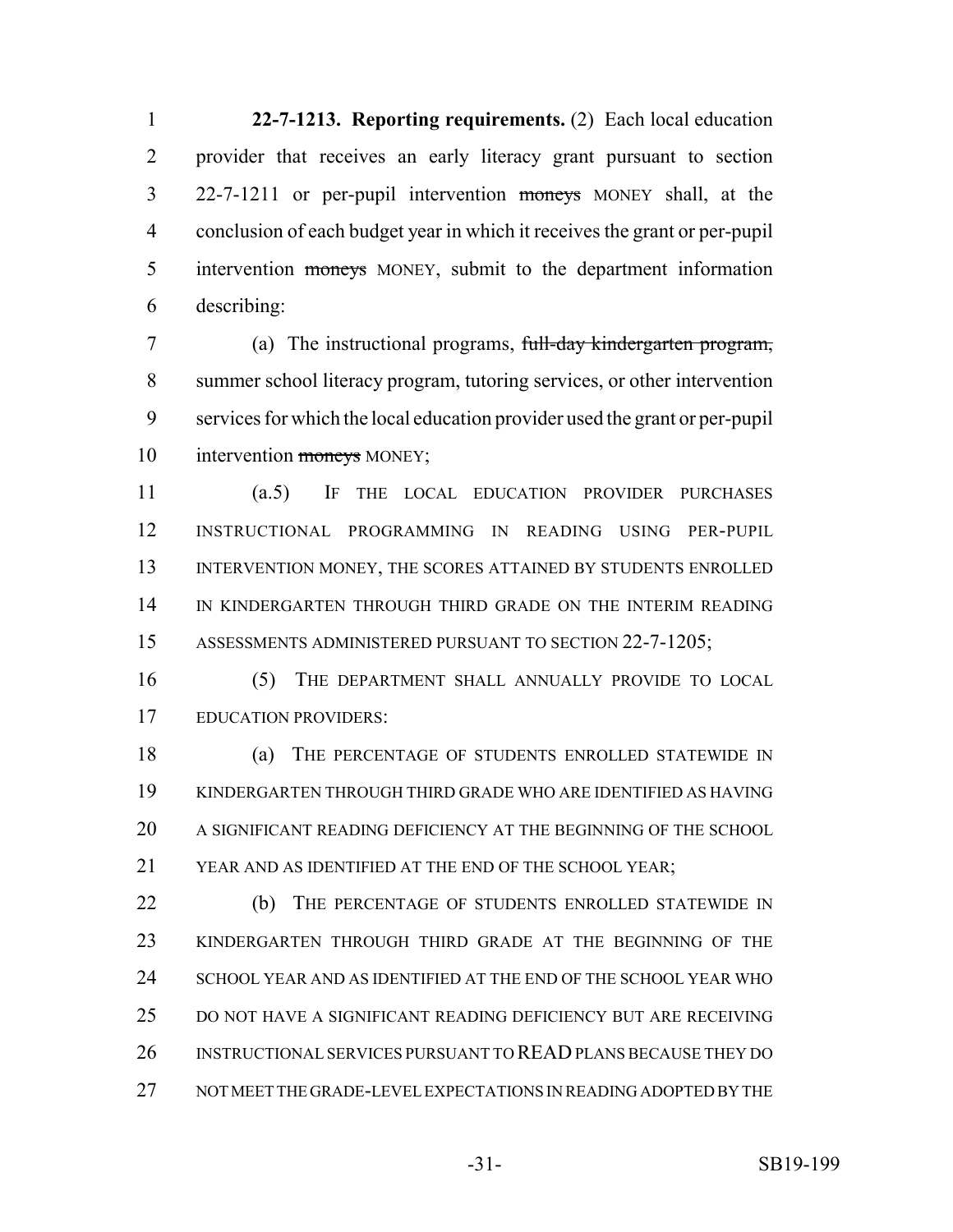**22-7-1213. Reporting requirements.** (2) Each local education provider that receives an early literacy grant pursuant to section 22-7-1211 or per-pupil intervention ~~moneys~~ MONEY shall, at the conclusion of each budget year in which it receives the grant or per-pupil intervention ~~moneys~~ MONEY, submit to the department information describing:

(a) The instructional programs, ~~full-day kindergarten program,~~ summer school literacy program, tutoring services, or other intervention services for which the local education provider used the grant or per-pupil intervention ~~moneys~~ MONEY;

(a.5) IF THE LOCAL EDUCATION PROVIDER PURCHASES INSTRUCTIONAL PROGRAMMING IN READING USING PER-PUPIL INTERVENTION MONEY, THE SCORES ATTAINED BY STUDENTS ENROLLED IN KINDERGARTEN THROUGH THIRD GRADE ON THE INTERIM READING ASSESSMENTS ADMINISTERED PURSUANT TO SECTION 22-7-1205;

(5) THE DEPARTMENT SHALL ANNUALLY PROVIDE TO LOCAL EDUCATION PROVIDERS:

(a) THE PERCENTAGE OF STUDENTS ENROLLED STATEWIDE IN KINDERGARTEN THROUGH THIRD GRADE WHO ARE IDENTIFIED AS HAVING A SIGNIFICANT READING DEFICIENCY AT THE BEGINNING OF THE SCHOOL YEAR AND AS IDENTIFIED AT THE END OF THE SCHOOL YEAR;

(b) THE PERCENTAGE OF STUDENTS ENROLLED STATEWIDE IN KINDERGARTEN THROUGH THIRD GRADE AT THE BEGINNING OF THE SCHOOL YEAR AND AS IDENTIFIED AT THE END OF THE SCHOOL YEAR WHO DO NOT HAVE A SIGNIFICANT READING DEFICIENCY BUT ARE RECEIVING INSTRUCTIONAL SERVICES PURSUANT TO READ PLANS BECAUSE THEY DO NOT MEET THE GRADE-LEVEL EXPECTATIONS IN READING ADOPTED BY THE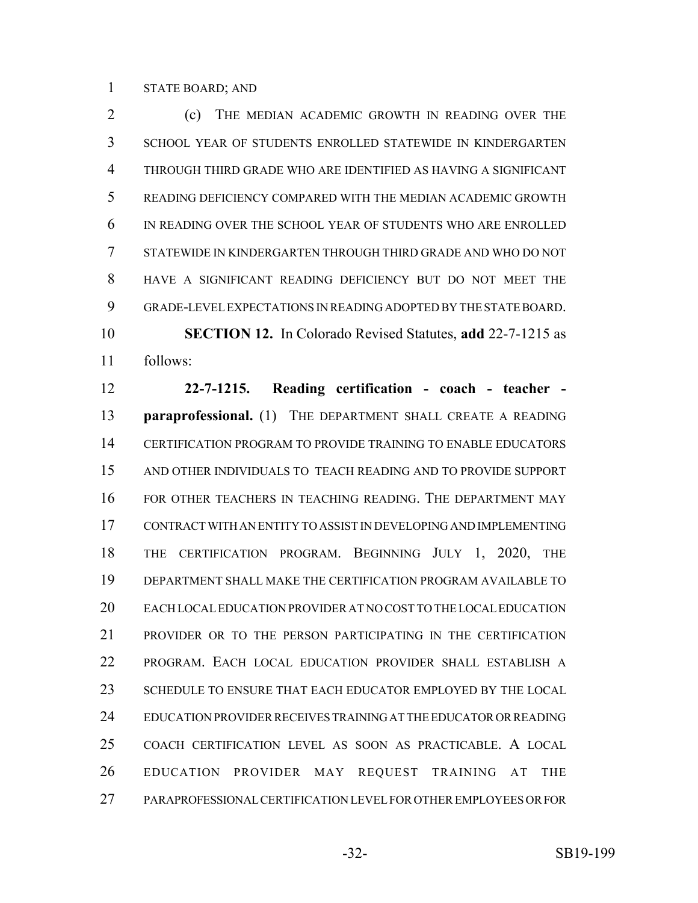STATE BOARD; AND

(c) THE MEDIAN ACADEMIC GROWTH IN READING OVER THE SCHOOL YEAR OF STUDENTS ENROLLED STATEWIDE IN KINDERGARTEN THROUGH THIRD GRADE WHO ARE IDENTIFIED AS HAVING A SIGNIFICANT READING DEFICIENCY COMPARED WITH THE MEDIAN ACADEMIC GROWTH IN READING OVER THE SCHOOL YEAR OF STUDENTS WHO ARE ENROLLED STATEWIDE IN KINDERGARTEN THROUGH THIRD GRADE AND WHO DO NOT HAVE A SIGNIFICANT READING DEFICIENCY BUT DO NOT MEET THE GRADE-LEVEL EXPECTATIONS IN READING ADOPTED BY THE STATE BOARD.

**SECTION 12.** In Colorado Revised Statutes, **add** 22-7-1215 as follows:

**22-7-1215. Reading certification - coach - teacher - paraprofessional.** (1) THE DEPARTMENT SHALL CREATE A READING CERTIFICATION PROGRAM TO PROVIDE TRAINING TO ENABLE EDUCATORS AND OTHER INDIVIDUALS TO TEACH READING AND TO PROVIDE SUPPORT FOR OTHER TEACHERS IN TEACHING READING. THE DEPARTMENT MAY CONTRACT WITH AN ENTITY TO ASSIST IN DEVELOPING AND IMPLEMENTING THE CERTIFICATION PROGRAM. BEGINNING JULY 1, 2020, THE DEPARTMENT SHALL MAKE THE CERTIFICATION PROGRAM AVAILABLE TO EACH LOCAL EDUCATION PROVIDER AT NO COST TO THE LOCAL EDUCATION PROVIDER OR TO THE PERSON PARTICIPATING IN THE CERTIFICATION PROGRAM. EACH LOCAL EDUCATION PROVIDER SHALL ESTABLISH A SCHEDULE TO ENSURE THAT EACH EDUCATOR EMPLOYED BY THE LOCAL EDUCATION PROVIDER RECEIVES TRAINING AT THE EDUCATOR OR READING COACH CERTIFICATION LEVEL AS SOON AS PRACTICABLE. A LOCAL EDUCATION PROVIDER MAY REQUEST TRAINING AT THE PARAPROFESSIONAL CERTIFICATION LEVEL FOR OTHER EMPLOYEES OR FOR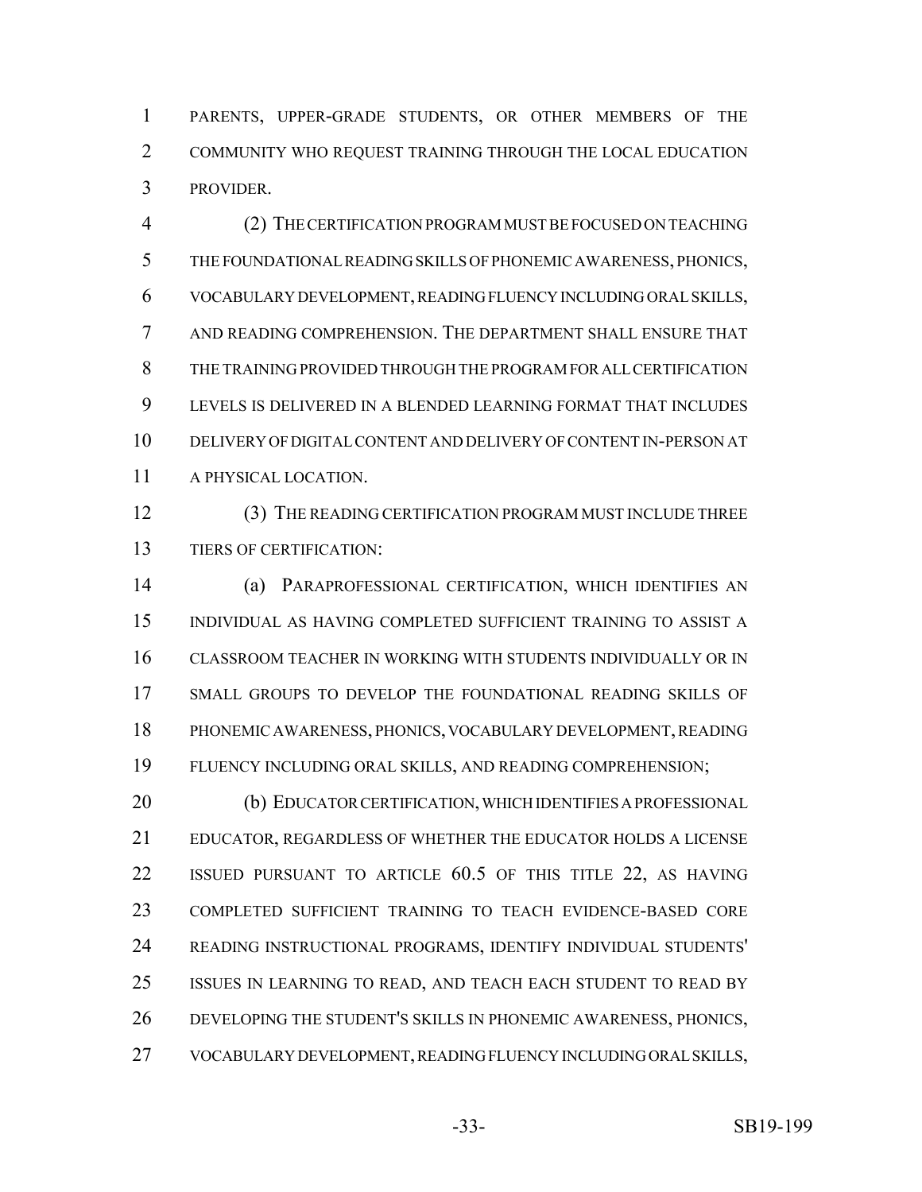PARENTS, UPPER-GRADE STUDENTS, OR OTHER MEMBERS OF THE COMMUNITY WHO REQUEST TRAINING THROUGH THE LOCAL EDUCATION PROVIDER.

(2) THE CERTIFICATION PROGRAM MUST BE FOCUSED ON TEACHING THE FOUNDATIONAL READING SKILLS OF PHONEMIC AWARENESS, PHONICS, VOCABULARY DEVELOPMENT, READING FLUENCY INCLUDING ORAL SKILLS, AND READING COMPREHENSION. THE DEPARTMENT SHALL ENSURE THAT THE TRAINING PROVIDED THROUGH THE PROGRAM FOR ALL CERTIFICATION LEVELS IS DELIVERED IN A BLENDED LEARNING FORMAT THAT INCLUDES DELIVERY OF DIGITAL CONTENT AND DELIVERY OF CONTENT IN-PERSON AT A PHYSICAL LOCATION.

(3) THE READING CERTIFICATION PROGRAM MUST INCLUDE THREE TIERS OF CERTIFICATION:

(a) PARAPROFESSIONAL CERTIFICATION, WHICH IDENTIFIES AN INDIVIDUAL AS HAVING COMPLETED SUFFICIENT TRAINING TO ASSIST A CLASSROOM TEACHER IN WORKING WITH STUDENTS INDIVIDUALLY OR IN SMALL GROUPS TO DEVELOP THE FOUNDATIONAL READING SKILLS OF PHONEMIC AWARENESS, PHONICS, VOCABULARY DEVELOPMENT, READING FLUENCY INCLUDING ORAL SKILLS, AND READING COMPREHENSION;

(b) EDUCATOR CERTIFICATION, WHICH IDENTIFIES A PROFESSIONAL EDUCATOR, REGARDLESS OF WHETHER THE EDUCATOR HOLDS A LICENSE ISSUED PURSUANT TO ARTICLE 60.5 OF THIS TITLE 22, AS HAVING COMPLETED SUFFICIENT TRAINING TO TEACH EVIDENCE-BASED CORE READING INSTRUCTIONAL PROGRAMS, IDENTIFY INDIVIDUAL STUDENTS' ISSUES IN LEARNING TO READ, AND TEACH EACH STUDENT TO READ BY DEVELOPING THE STUDENT'S SKILLS IN PHONEMIC AWARENESS, PHONICS, VOCABULARY DEVELOPMENT, READING FLUENCY INCLUDING ORAL SKILLS,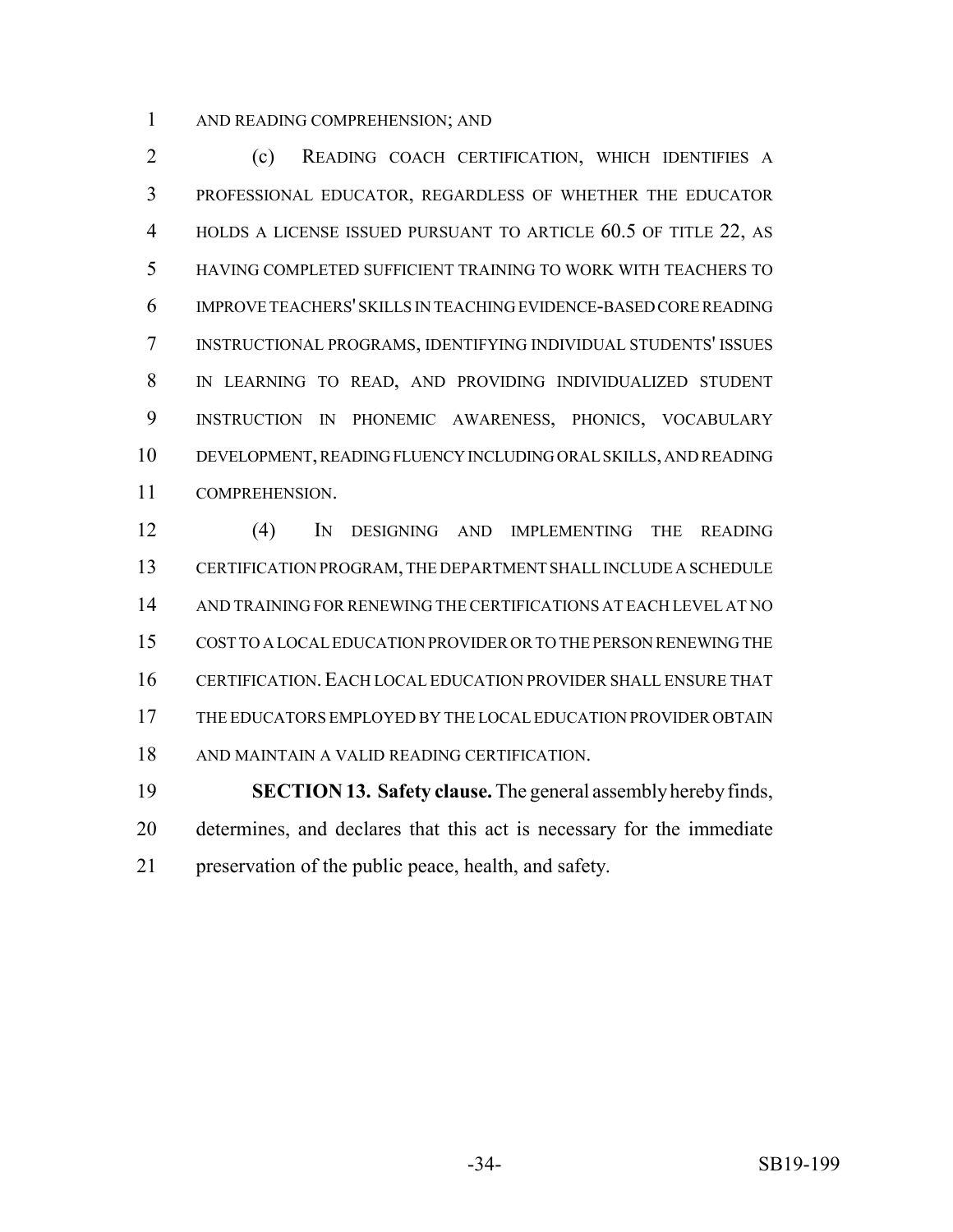AND READING COMPREHENSION; AND

(c) READING COACH CERTIFICATION, WHICH IDENTIFIES A PROFESSIONAL EDUCATOR, REGARDLESS OF WHETHER THE EDUCATOR HOLDS A LICENSE ISSUED PURSUANT TO ARTICLE 60.5 OF TITLE 22, AS HAVING COMPLETED SUFFICIENT TRAINING TO WORK WITH TEACHERS TO IMPROVE TEACHERS' SKILLS IN TEACHING EVIDENCE-BASED CORE READING INSTRUCTIONAL PROGRAMS, IDENTIFYING INDIVIDUAL STUDENTS' ISSUES IN LEARNING TO READ, AND PROVIDING INDIVIDUALIZED STUDENT INSTRUCTION IN PHONEMIC AWARENESS, PHONICS, VOCABULARY DEVELOPMENT, READING FLUENCY INCLUDING ORAL SKILLS, AND READING COMPREHENSION.

(4) IN DESIGNING AND IMPLEMENTING THE READING CERTIFICATION PROGRAM, THE DEPARTMENT SHALL INCLUDE A SCHEDULE AND TRAINING FOR RENEWING THE CERTIFICATIONS AT EACH LEVEL AT NO COST TO A LOCAL EDUCATION PROVIDER OR TO THE PERSON RENEWING THE CERTIFICATION. EACH LOCAL EDUCATION PROVIDER SHALL ENSURE THAT THE EDUCATORS EMPLOYED BY THE LOCAL EDUCATION PROVIDER OBTAIN AND MAINTAIN A VALID READING CERTIFICATION.

**SECTION 13. Safety clause.** The general assembly hereby finds, determines, and declares that this act is necessary for the immediate preservation of the public peace, health, and safety.